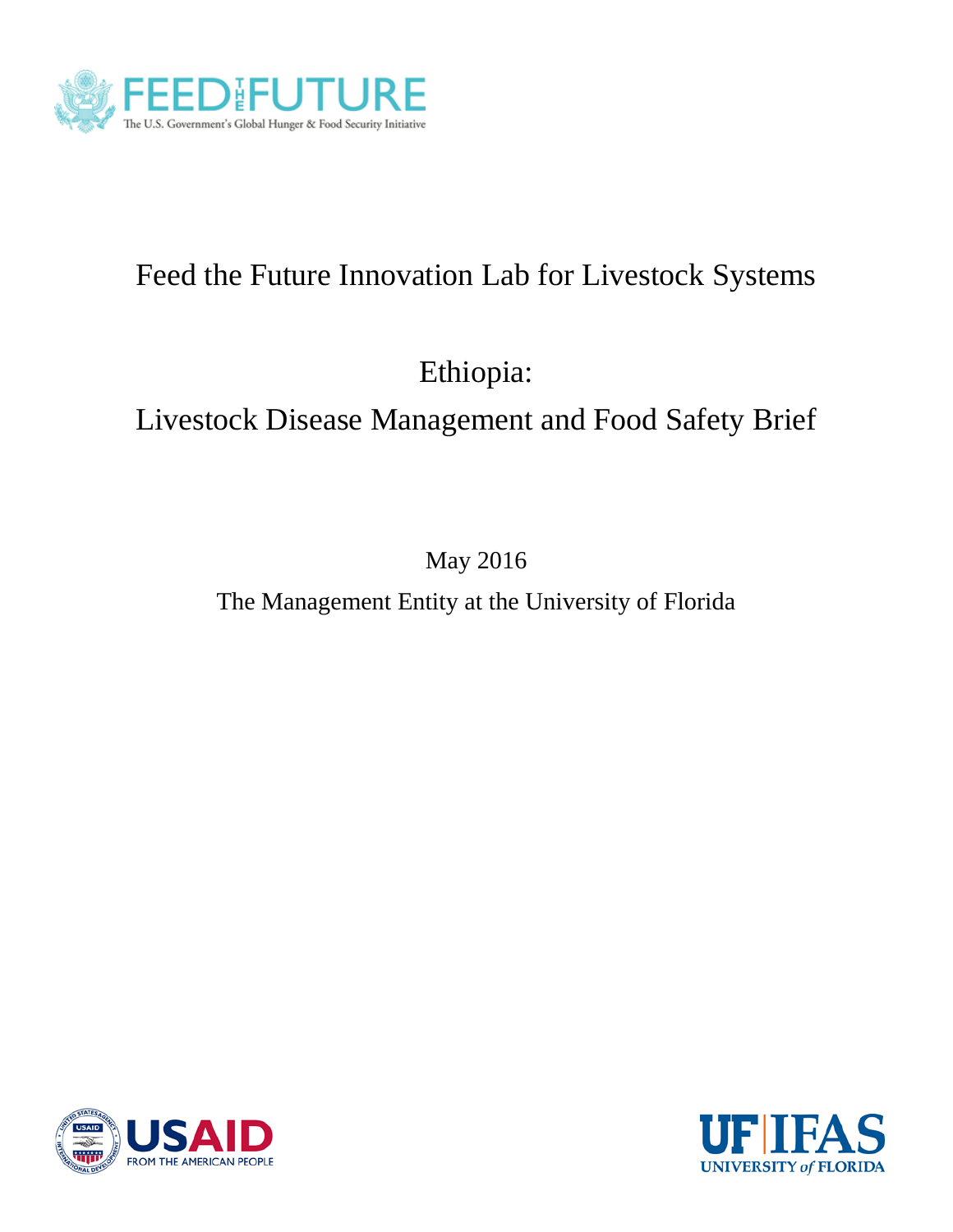# Feed the Future Innovation Lab for Livestock Systems

## Ethiopia:
## Livestock Disease Management and Food Safety Brief

May 2016

The Management Entity at the University of Florida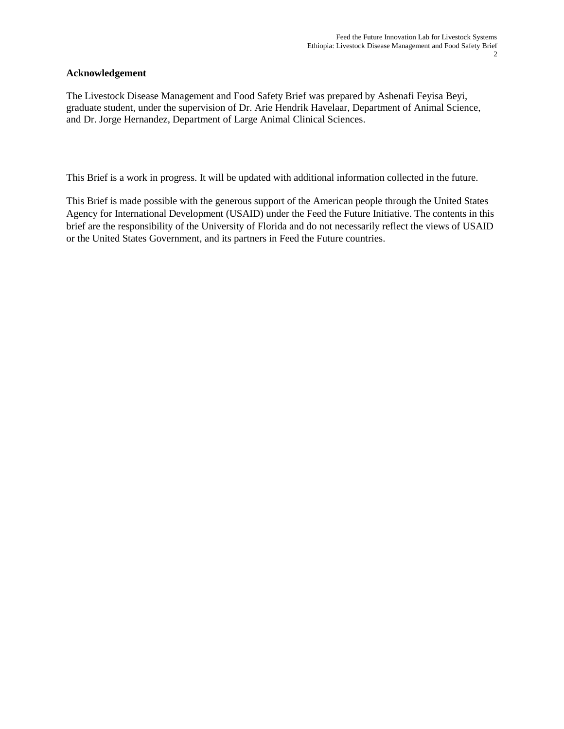## Acknowledgement

The Livestock Disease Management and Food Safety Brief was prepared by Ashenafi Feyisa Beyi, graduate student, under the supervision of Dr. Arie Hendrik Havelaar, Department of Animal Science, and Dr. Jorge Hernandez, Department of Large Animal Clinical Sciences.

This Brief is a work in progress. It will be updated with additional information collected in the future.

This Brief is made possible with the generous support of the American people through the United States Agency for International Development (USAID) under the Feed the Future Initiative. The contents in this brief are the responsibility of the University of Florida and do not necessarily reflect the views of USAID or the United States Government, and its partners in Feed the Future countries.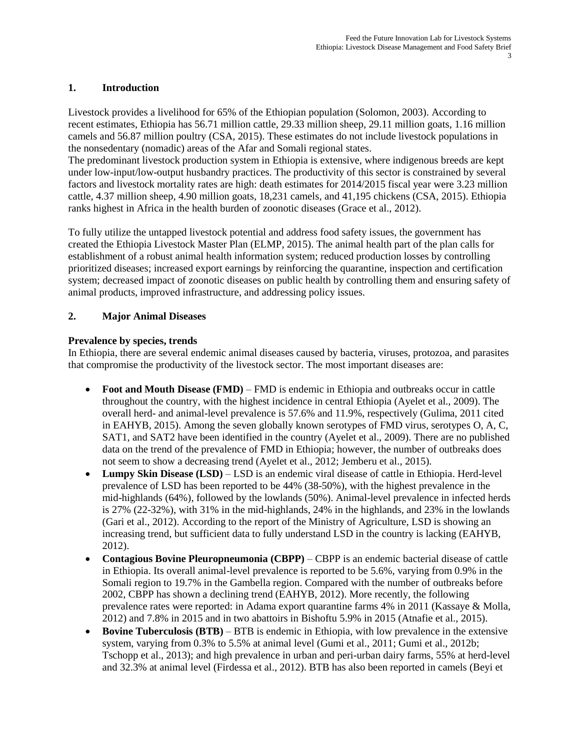## 1. Introduction

Livestock provides a livelihood for 65% of the Ethiopian population (Solomon, 2003). According to recent estimates, Ethiopia has 56.71 million cattle, 29.33 million sheep, 29.11 million goats, 1.16 million camels and 56.87 million poultry (CSA, 2015). These estimates do not include livestock populations in the nonsedentary (nomadic) areas of the Afar and Somali regional states.

The predominant livestock production system in Ethiopia is extensive, where indigenous breeds are kept under low-input/low-output husbandry practices. The productivity of this sector is constrained by several factors and livestock mortality rates are high: death estimates for 2014/2015 fiscal year were 3.23 million cattle, 4.37 million sheep, 4.90 million goats, 18,231 camels, and 41,195 chickens (CSA, 2015). Ethiopia ranks highest in Africa in the health burden of zoonotic diseases (Grace et al., 2012).

To fully utilize the untapped livestock potential and address food safety issues, the government has created the Ethiopia Livestock Master Plan (ELMP, 2015). The animal health part of the plan calls for establishment of a robust animal health information system; reduced production losses by controlling prioritized diseases; increased export earnings by reinforcing the quarantine, inspection and certification system; decreased impact of zoonotic diseases on public health by controlling them and ensuring safety of animal products, improved infrastructure, and addressing policy issues.

## 2. Major Animal Diseases

### Prevalence by species, trends

In Ethiopia, there are several endemic animal diseases caused by bacteria, viruses, protozoa, and parasites that compromise the productivity of the livestock sector. The most important diseases are:

- **Foot and Mouth Disease (FMD)** – FMD is endemic in Ethiopia and outbreaks occur in cattle throughout the country, with the highest incidence in central Ethiopia (Ayelet et al., 2009). The overall herd- and animal-level prevalence is 57.6% and 11.9%, respectively (Gulima, 2011 cited in EAHYB, 2015). Among the seven globally known serotypes of FMD virus, serotypes O, A, C, SAT1, and SAT2 have been identified in the country (Ayelet et al., 2009). There are no published data on the trend of the prevalence of FMD in Ethiopia; however, the number of outbreaks does not seem to show a decreasing trend (Ayelet et al., 2012; Jemberu et al., 2015).
- **Lumpy Skin Disease (LSD)** – LSD is an endemic viral disease of cattle in Ethiopia. Herd-level prevalence of LSD has been reported to be 44% (38-50%), with the highest prevalence in the mid-highlands (64%), followed by the lowlands (50%). Animal-level prevalence in infected herds is 27% (22-32%), with 31% in the mid-highlands, 24% in the highlands, and 23% in the lowlands (Gari et al., 2012). According to the report of the Ministry of Agriculture, LSD is showing an increasing trend, but sufficient data to fully understand LSD in the country is lacking (EAHYB, 2012).
- **Contagious Bovine Pleuropneumonia (CBPP)** – CBPP is an endemic bacterial disease of cattle in Ethiopia. Its overall animal-level prevalence is reported to be 5.6%, varying from 0.9% in the Somali region to 19.7% in the Gambella region. Compared with the number of outbreaks before 2002, CBPP has shown a declining trend (EAHYB, 2012). More recently, the following prevalence rates were reported: in Adama export quarantine farms 4% in 2011 (Kassaye & Molla, 2012) and 7.8% in 2015 and in two abattoirs in Bishoftu 5.9% in 2015 (Atnafie et al., 2015).
- **Bovine Tuberculosis (BTB)** – BTB is endemic in Ethiopia, with low prevalence in the extensive system, varying from 0.3% to 5.5% at animal level (Gumi et al., 2011; Gumi et al., 2012b; Tschopp et al., 2013); and high prevalence in urban and peri-urban dairy farms, 55% at herd-level and 32.3% at animal level (Firdessa et al., 2012). BTB has also been reported in camels (Beyi et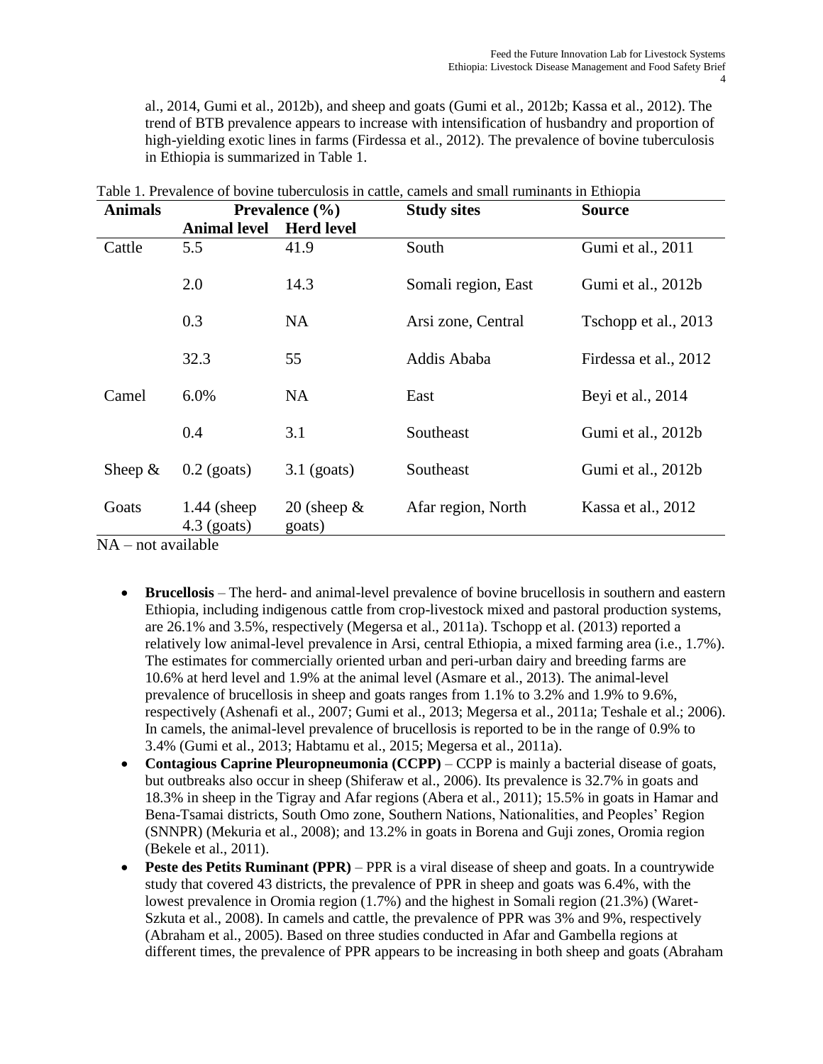al., 2014, Gumi et al., 2012b), and sheep and goats (Gumi et al., 2012b; Kassa et al., 2012). The trend of BTB prevalence appears to increase with intensification of husbandry and proportion of high-yielding exotic lines in farms (Firdessa et al., 2012). The prevalence of bovine tuberculosis in Ethiopia is summarized in Table 1.

Table 1. Prevalence of bovine tuberculosis in cattle, camels and small ruminants in Ethiopia

| Animals | Prevalence (%) | | Study sites | Source |
|---|---|---|---|---|
| | Animal level | Herd level | | |
| Cattle | 5.5 | 41.9 | South | Gumi et al., 2011 |
| | 2.0 | 14.3 | Somali region, East | Gumi et al., 2012b |
| | 0.3 | NA | Arsi zone, Central | Tschopp et al., 2013 |
| | 32.3 | 55 | Addis Ababa | Firdessa et al., 2012 |
| Camel | 6.0% | NA | East | Beyi et al., 2014 |
| | 0.4 | 3.1 | Southeast | Gumi et al., 2012b |
| Sheep & | 0.2 (goats) | 3.1 (goats) | Southeast | Gumi et al., 2012b |
| Goats | 1.44 (sheep 4.3 (goats) | 20 (sheep & goats) | Afar region, North | Kassa et al., 2012 |

NA – not available

- **Brucellosis** – The herd- and animal-level prevalence of bovine brucellosis in southern and eastern Ethiopia, including indigenous cattle from crop-livestock mixed and pastoral production systems, are 26.1% and 3.5%, respectively (Megersa et al., 2011a). Tschopp et al. (2013) reported a relatively low animal-level prevalence in Arsi, central Ethiopia, a mixed farming area (i.e., 1.7%). The estimates for commercially oriented urban and peri-urban dairy and breeding farms are 10.6% at herd level and 1.9% at the animal level (Asmare et al., 2013). The animal-level prevalence of brucellosis in sheep and goats ranges from 1.1% to 3.2% and 1.9% to 9.6%, respectively (Ashenafi et al., 2007; Gumi et al., 2013; Megersa et al., 2011a; Teshale et al.; 2006). In camels, the animal-level prevalence of brucellosis is reported to be in the range of 0.9% to 3.4% (Gumi et al., 2013; Habtamu et al., 2015; Megersa et al., 2011a).
- **Contagious Caprine Pleuropneumonia (CCPP)** – CCPP is mainly a bacterial disease of goats, but outbreaks also occur in sheep (Shiferaw et al., 2006). Its prevalence is 32.7% in goats and 18.3% in sheep in the Tigray and Afar regions (Abera et al., 2011); 15.5% in goats in Hamar and Bena-Tsamai districts, South Omo zone, Southern Nations, Nationalities, and Peoples' Region (SNNPR) (Mekuria et al., 2008); and 13.2% in goats in Borena and Guji zones, Oromia region (Bekele et al., 2011).
- **Peste des Petits Ruminant (PPR)** – PPR is a viral disease of sheep and goats. In a countrywide study that covered 43 districts, the prevalence of PPR in sheep and goats was 6.4%, with the lowest prevalence in Oromia region (1.7%) and the highest in Somali region (21.3%) (Waret-Szkuta et al., 2008). In camels and cattle, the prevalence of PPR was 3% and 9%, respectively (Abraham et al., 2005). Based on three studies conducted in Afar and Gambella regions at different times, the prevalence of PPR appears to be increasing in both sheep and goats (Abraham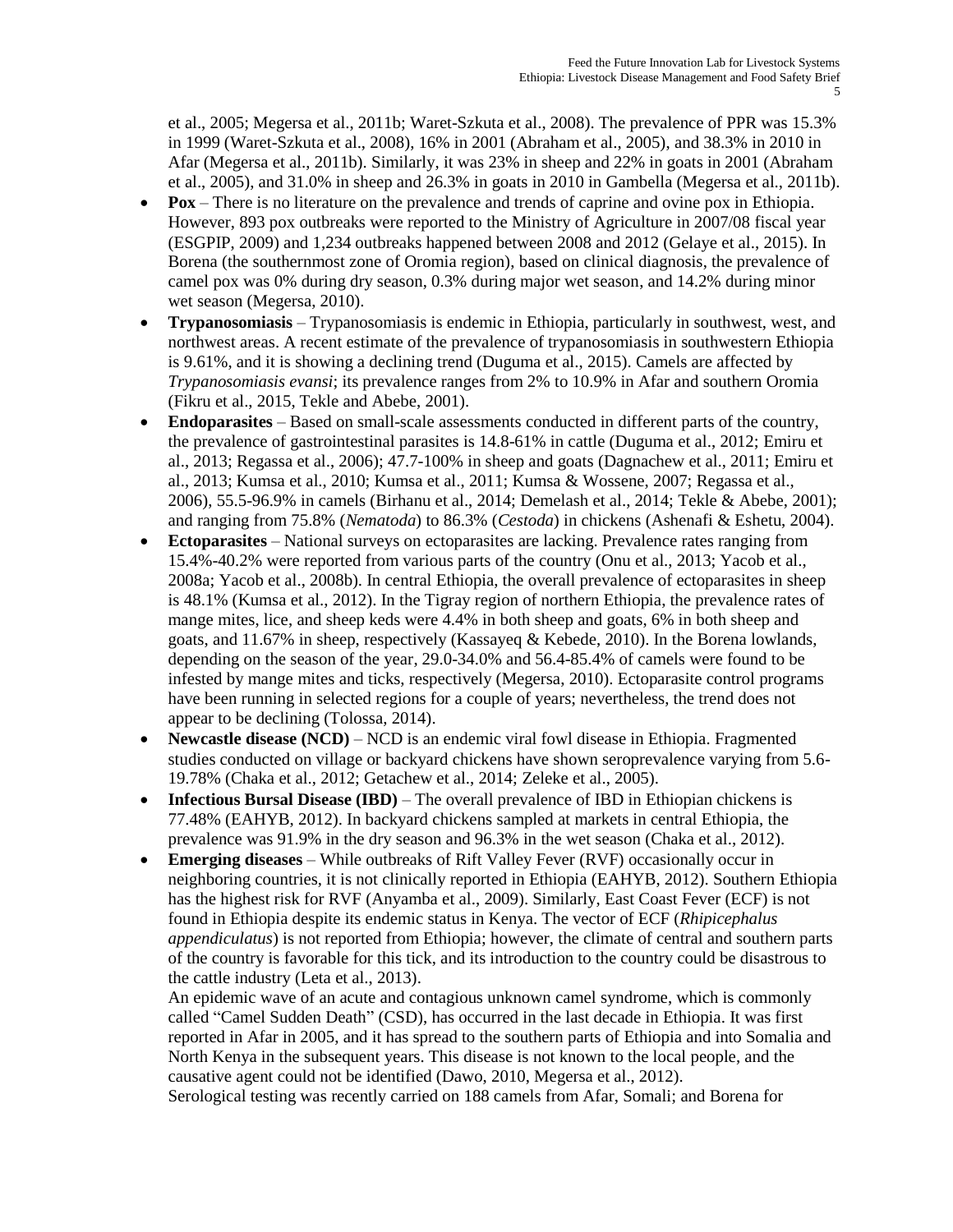et al., 2005; Megersa et al., 2011b; Waret-Szkuta et al., 2008). The prevalence of PPR was 15.3% in 1999 (Waret-Szkuta et al., 2008), 16% in 2001 (Abraham et al., 2005), and 38.3% in 2010 in Afar (Megersa et al., 2011b). Similarly, it was 23% in sheep and 22% in goats in 2001 (Abraham et al., 2005), and 31.0% in sheep and 26.3% in goats in 2010 in Gambella (Megersa et al., 2011b).

- **Pox** – There is no literature on the prevalence and trends of caprine and ovine pox in Ethiopia. However, 893 pox outbreaks were reported to the Ministry of Agriculture in 2007/08 fiscal year (ESGPIP, 2009) and 1,234 outbreaks happened between 2008 and 2012 (Gelaye et al., 2015). In Borena (the southernmost zone of Oromia region), based on clinical diagnosis, the prevalence of camel pox was 0% during dry season, 0.3% during major wet season, and 14.2% during minor wet season (Megersa, 2010).
- **Trypanosomiasis** – Trypanosomiasis is endemic in Ethiopia, particularly in southwest, west, and northwest areas. A recent estimate of the prevalence of trypanosomiasis in southwestern Ethiopia is 9.61%, and it is showing a declining trend (Duguma et al., 2015). Camels are affected by *Trypanosomiasis evansi*; its prevalence ranges from 2% to 10.9% in Afar and southern Oromia (Fikru et al., 2015, Tekle and Abebe, 2001).
- **Endoparasites** – Based on small-scale assessments conducted in different parts of the country, the prevalence of gastrointestinal parasites is 14.8-61% in cattle (Duguma et al., 2012; Emiru et al., 2013; Regassa et al., 2006); 47.7-100% in sheep and goats (Dagnachew et al., 2011; Emiru et al., 2013; Kumsa et al., 2010; Kumsa et al., 2011; Kumsa & Wossene, 2007; Regassa et al., 2006), 55.5-96.9% in camels (Birhanu et al., 2014; Demelash et al., 2014; Tekle & Abebe, 2001); and ranging from 75.8% (*Nematoda*) to 86.3% (*Cestoda*) in chickens (Ashenafi & Eshetu, 2004).
- **Ectoparasites** – National surveys on ectoparasites are lacking. Prevalence rates ranging from 15.4%-40.2% were reported from various parts of the country (Onu et al., 2013; Yacob et al., 2008a; Yacob et al., 2008b). In central Ethiopia, the overall prevalence of ectoparasites in sheep is 48.1% (Kumsa et al., 2012). In the Tigray region of northern Ethiopia, the prevalence rates of mange mites, lice, and sheep keds were 4.4% in both sheep and goats, 6% in both sheep and goats, and 11.67% in sheep, respectively (Kassayeq & Kebede, 2010). In the Borena lowlands, depending on the season of the year, 29.0-34.0% and 56.4-85.4% of camels were found to be infested by mange mites and ticks, respectively (Megersa, 2010). Ectoparasite control programs have been running in selected regions for a couple of years; nevertheless, the trend does not appear to be declining (Tolossa, 2014).
- **Newcastle disease (NCD)** – NCD is an endemic viral fowl disease in Ethiopia. Fragmented studies conducted on village or backyard chickens have shown seroprevalence varying from 5.6-19.78% (Chaka et al., 2012; Getachew et al., 2014; Zeleke et al., 2005).
- **Infectious Bursal Disease (IBD)** – The overall prevalence of IBD in Ethiopian chickens is 77.48% (EAHYB, 2012). In backyard chickens sampled at markets in central Ethiopia, the prevalence was 91.9% in the dry season and 96.3% in the wet season (Chaka et al., 2012).
- **Emerging diseases** – While outbreaks of Rift Valley Fever (RVF) occasionally occur in neighboring countries, it is not clinically reported in Ethiopia (EAHYB, 2012). Southern Ethiopia has the highest risk for RVF (Anyamba et al., 2009). Similarly, East Coast Fever (ECF) is not found in Ethiopia despite its endemic status in Kenya. The vector of ECF (*Rhipicephalus appendiculatus*) is not reported from Ethiopia; however, the climate of central and southern parts of the country is favorable for this tick, and its introduction to the country could be disastrous to the cattle industry (Leta et al., 2013).

  An epidemic wave of an acute and contagious unknown camel syndrome, which is commonly called "Camel Sudden Death" (CSD), has occurred in the last decade in Ethiopia. It was first reported in Afar in 2005, and it has spread to the southern parts of Ethiopia and into Somalia and North Kenya in the subsequent years. This disease is not known to the local people, and the causative agent could not be identified (Dawo, 2010, Megersa et al., 2012).

  Serological testing was recently carried on 188 camels from Afar, Somali; and Borena for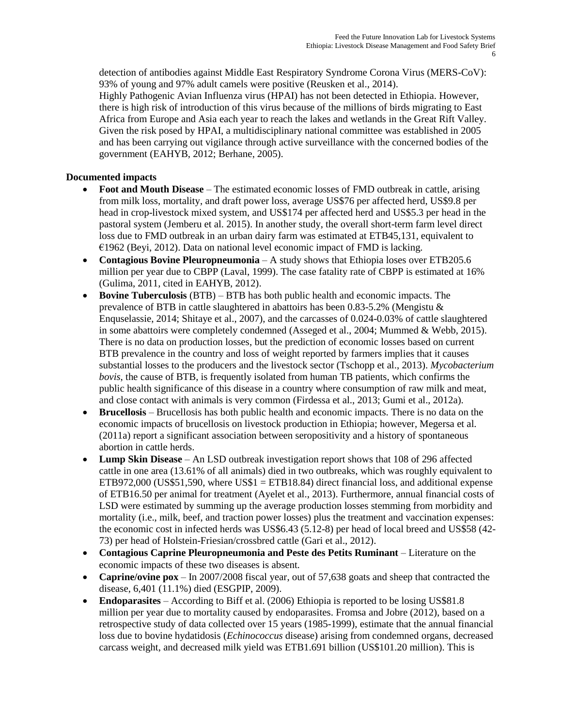detection of antibodies against Middle East Respiratory Syndrome Corona Virus (MERS-CoV): 93% of young and 97% adult camels were positive (Reusken et al., 2014).
Highly Pathogenic Avian Influenza virus (HPAI) has not been detected in Ethiopia. However, there is high risk of introduction of this virus because of the millions of birds migrating to East Africa from Europe and Asia each year to reach the lakes and wetlands in the Great Rift Valley. Given the risk posed by HPAI, a multidisciplinary national committee was established in 2005 and has been carrying out vigilance through active surveillance with the concerned bodies of the government (EAHYB, 2012; Berhane, 2005).

**Documented impacts**

- **Foot and Mouth Disease** – The estimated economic losses of FMD outbreak in cattle, arising from milk loss, mortality, and draft power loss, average US$76 per affected herd, US$9.8 per head in crop-livestock mixed system, and US$174 per affected herd and US$5.3 per head in the pastoral system (Jemberu et al. 2015). In another study, the overall short-term farm level direct loss due to FMD outbreak in an urban dairy farm was estimated at ETB45,131, equivalent to €1962 (Beyi, 2012). Data on national level economic impact of FMD is lacking.
- **Contagious Bovine Pleuropneumonia** – A study shows that Ethiopia loses over ETB205.6 million per year due to CBPP (Laval, 1999). The case fatality rate of CBPP is estimated at 16% (Gulima, 2011, cited in EAHYB, 2012).
- **Bovine Tuberculosis** (BTB) – BTB has both public health and economic impacts. The prevalence of BTB in cattle slaughtered in abattoirs has been 0.83-5.2% (Mengistu & Enquselassie, 2014; Shitaye et al., 2007), and the carcasses of 0.024-0.03% of cattle slaughtered in some abattoirs were completely condemned (Asseged et al., 2004; Mummed & Webb, 2015). There is no data on production losses, but the prediction of economic losses based on current BTB prevalence in the country and loss of weight reported by farmers implies that it causes substantial losses to the producers and the livestock sector (Tschopp et al., 2013). *Mycobacterium bovis*, the cause of BTB, is frequently isolated from human TB patients, which confirms the public health significance of this disease in a country where consumption of raw milk and meat, and close contact with animals is very common (Firdessa et al., 2013; Gumi et al., 2012a).
- **Brucellosis** – Brucellosis has both public health and economic impacts. There is no data on the economic impacts of brucellosis on livestock production in Ethiopia; however, Megersa et al. (2011a) report a significant association between seropositivity and a history of spontaneous abortion in cattle herds.
- **Lump Skin Disease** – An LSD outbreak investigation report shows that 108 of 296 affected cattle in one area (13.61% of all animals) died in two outbreaks, which was roughly equivalent to ETB972,000 (US$51,590, where US$1 = ETB18.84) direct financial loss, and additional expense of ETB16.50 per animal for treatment (Ayelet et al., 2013). Furthermore, annual financial costs of LSD were estimated by summing up the average production losses stemming from morbidity and mortality (i.e., milk, beef, and traction power losses) plus the treatment and vaccination expenses: the economic cost in infected herds was US$6.43 (5.12-8) per head of local breed and US$58 (42-73) per head of Holstein-Friesian/crossbred cattle (Gari et al., 2012).
- **Contagious Caprine Pleuropneumonia and Peste des Petits Ruminant** – Literature on the economic impacts of these two diseases is absent.
- **Caprine/ovine pox** – In 2007/2008 fiscal year, out of 57,638 goats and sheep that contracted the disease, 6,401 (11.1%) died (ESGPIP, 2009).
- **Endoparasites** – According to Biff et al. (2006) Ethiopia is reported to be losing US$81.8 million per year due to mortality caused by endoparasites. Fromsa and Jobre (2012), based on a retrospective study of data collected over 15 years (1985-1999), estimate that the annual financial loss due to bovine hydatidosis (*Echinococcus* disease) arising from condemned organs, decreased carcass weight, and decreased milk yield was ETB1.691 billion (US$101.20 million). This is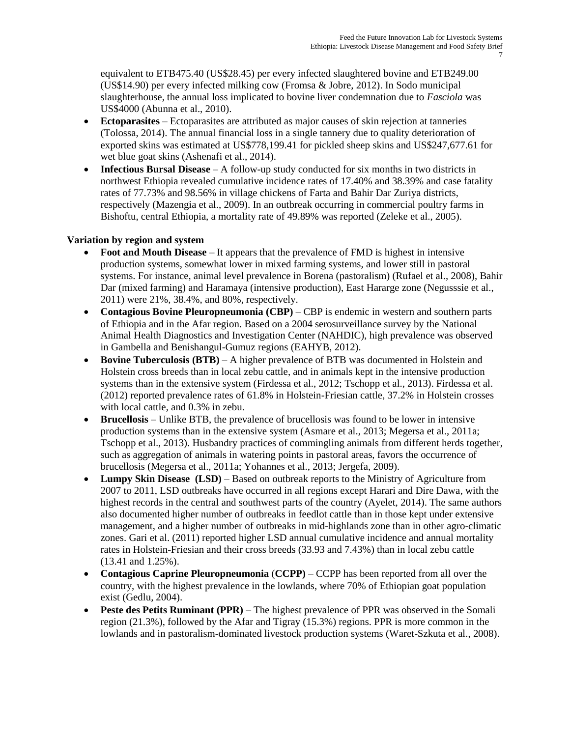equivalent to ETB475.40 (US$28.45) per every infected slaughtered bovine and ETB249.00 (US$14.90) per every infected milking cow (Fromsa & Jobre, 2012). In Sodo municipal slaughterhouse, the annual loss implicated to bovine liver condemnation due to *Fasciola* was US$4000 (Abunna et al., 2010).

- **Ectoparasites** – Ectoparasites are attributed as major causes of skin rejection at tanneries (Tolossa, 2014). The annual financial loss in a single tannery due to quality deterioration of exported skins was estimated at US$778,199.41 for pickled sheep skins and US$247,677.61 for wet blue goat skins (Ashenafi et al., 2014).
- **Infectious Bursal Disease** – A follow-up study conducted for six months in two districts in northwest Ethiopia revealed cumulative incidence rates of 17.40% and 38.39% and case fatality rates of 77.73% and 98.56% in village chickens of Farta and Bahir Dar Zuriya districts, respectively (Mazengia et al., 2009). In an outbreak occurring in commercial poultry farms in Bishoftu, central Ethiopia, a mortality rate of 49.89% was reported (Zeleke et al., 2005).

**Variation by region and system**

- **Foot and Mouth Disease** – It appears that the prevalence of FMD is highest in intensive production systems, somewhat lower in mixed farming systems, and lower still in pastoral systems. For instance, animal level prevalence in Borena (pastoralism) (Rufael et al., 2008), Bahir Dar (mixed farming) and Haramaya (intensive production), East Hararge zone (Negusssie et al., 2011) were 21%, 38.4%, and 80%, respectively.
- **Contagious Bovine Pleuropneumonia (CBP)** – CBP is endemic in western and southern parts of Ethiopia and in the Afar region. Based on a 2004 serosurveillance survey by the National Animal Health Diagnostics and Investigation Center (NAHDIC), high prevalence was observed in Gambella and Benishangul-Gumuz regions (EAHYB, 2012).
- **Bovine Tuberculosis (BTB)** – A higher prevalence of BTB was documented in Holstein and Holstein cross breeds than in local zebu cattle, and in animals kept in the intensive production systems than in the extensive system (Firdessa et al., 2012; Tschopp et al., 2013). Firdessa et al. (2012) reported prevalence rates of 61.8% in Holstein-Friesian cattle, 37.2% in Holstein crosses with local cattle, and 0.3% in zebu.
- **Brucellosis** – Unlike BTB, the prevalence of brucellosis was found to be lower in intensive production systems than in the extensive system (Asmare et al., 2013; Megersa et al., 2011a; Tschopp et al., 2013). Husbandry practices of commingling animals from different herds together, such as aggregation of animals in watering points in pastoral areas, favors the occurrence of brucellosis (Megersa et al., 2011a; Yohannes et al., 2013; Jergefa, 2009).
- **Lumpy Skin Disease (LSD)** – Based on outbreak reports to the Ministry of Agriculture from 2007 to 2011, LSD outbreaks have occurred in all regions except Harari and Dire Dawa, with the highest records in the central and southwest parts of the country (Ayelet, 2014). The same authors also documented higher number of outbreaks in feedlot cattle than in those kept under extensive management, and a higher number of outbreaks in mid-highlands zone than in other agro-climatic zones. Gari et al. (2011) reported higher LSD annual cumulative incidence and annual mortality rates in Holstein-Friesian and their cross breeds (33.93 and 7.43%) than in local zebu cattle (13.41 and 1.25%).
- **Contagious Caprine Pleuropneumonia (CCPP)** – CCPP has been reported from all over the country, with the highest prevalence in the lowlands, where 70% of Ethiopian goat population exist (Gedlu, 2004).
- **Peste des Petits Ruminant (PPR)** – The highest prevalence of PPR was observed in the Somali region (21.3%), followed by the Afar and Tigray (15.3%) regions. PPR is more common in the lowlands and in pastoralism-dominated livestock production systems (Waret-Szkuta et al., 2008).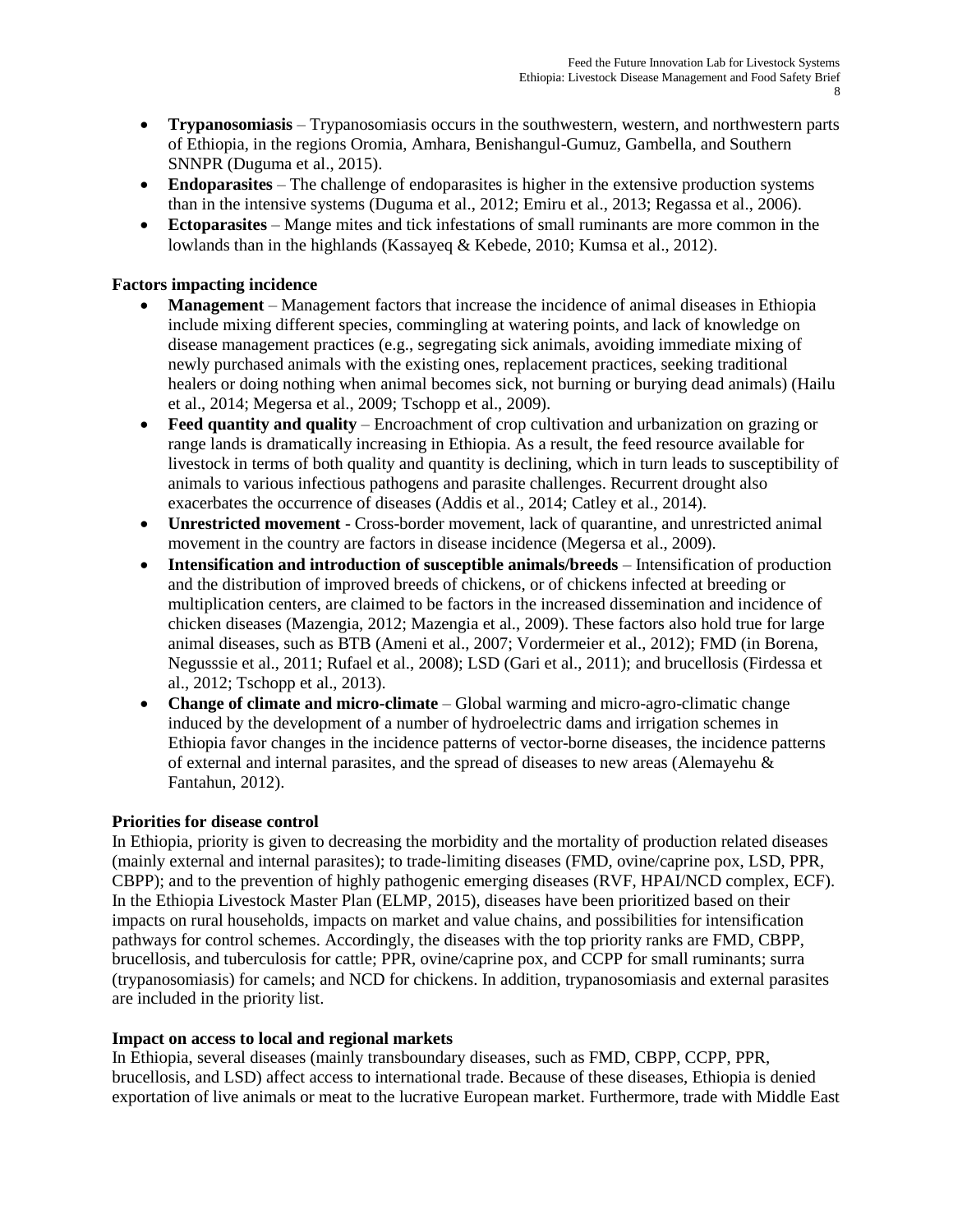- **Trypanosomiasis** – Trypanosomiasis occurs in the southwestern, western, and northwestern parts of Ethiopia, in the regions Oromia, Amhara, Benishangul-Gumuz, Gambella, and Southern SNNPR (Duguma et al., 2015).
- **Endoparasites** – The challenge of endoparasites is higher in the extensive production systems than in the intensive systems (Duguma et al., 2012; Emiru et al., 2013; Regassa et al., 2006).
- **Ectoparasites** – Mange mites and tick infestations of small ruminants are more common in the lowlands than in the highlands (Kassayeq & Kebede, 2010; Kumsa et al., 2012).

**Factors impacting incidence**

- **Management** – Management factors that increase the incidence of animal diseases in Ethiopia include mixing different species, commingling at watering points, and lack of knowledge on disease management practices (e.g., segregating sick animals, avoiding immediate mixing of newly purchased animals with the existing ones, replacement practices, seeking traditional healers or doing nothing when animal becomes sick, not burning or burying dead animals) (Hailu et al., 2014; Megersa et al., 2009; Tschopp et al., 2009).
- **Feed quantity and quality** – Encroachment of crop cultivation and urbanization on grazing or range lands is dramatically increasing in Ethiopia. As a result, the feed resource available for livestock in terms of both quality and quantity is declining, which in turn leads to susceptibility of animals to various infectious pathogens and parasite challenges. Recurrent drought also exacerbates the occurrence of diseases (Addis et al., 2014; Catley et al., 2014).
- **Unrestricted movement** - Cross-border movement, lack of quarantine, and unrestricted animal movement in the country are factors in disease incidence (Megersa et al., 2009).
- **Intensification and introduction of susceptible animals/breeds** – Intensification of production and the distribution of improved breeds of chickens, or of chickens infected at breeding or multiplication centers, are claimed to be factors in the increased dissemination and incidence of chicken diseases (Mazengia, 2012; Mazengia et al., 2009). These factors also hold true for large animal diseases, such as BTB (Ameni et al., 2007; Vordermeier et al., 2012); FMD (in Borena, Negusssie et al., 2011; Rufael et al., 2008); LSD (Gari et al., 2011); and brucellosis (Firdessa et al., 2012; Tschopp et al., 2013).
- **Change of climate and micro-climate** – Global warming and micro-agro-climatic change induced by the development of a number of hydroelectric dams and irrigation schemes in Ethiopia favor changes in the incidence patterns of vector-borne diseases, the incidence patterns of external and internal parasites, and the spread of diseases to new areas (Alemayehu & Fantahun, 2012).

**Priorities for disease control**

In Ethiopia, priority is given to decreasing the morbidity and the mortality of production related diseases (mainly external and internal parasites); to trade-limiting diseases (FMD, ovine/caprine pox, LSD, PPR, CBPP); and to the prevention of highly pathogenic emerging diseases (RVF, HPAI/NCD complex, ECF). In the Ethiopia Livestock Master Plan (ELMP, 2015), diseases have been prioritized based on their impacts on rural households, impacts on market and value chains, and possibilities for intensification pathways for control schemes. Accordingly, the diseases with the top priority ranks are FMD, CBPP, brucellosis, and tuberculosis for cattle; PPR, ovine/caprine pox, and CCPP for small ruminants; surra (trypanosomiasis) for camels; and NCD for chickens. In addition, trypanosomiasis and external parasites are included in the priority list.

**Impact on access to local and regional markets**

In Ethiopia, several diseases (mainly transboundary diseases, such as FMD, CBPP, CCPP, PPR, brucellosis, and LSD) affect access to international trade. Because of these diseases, Ethiopia is denied exportation of live animals or meat to the lucrative European market. Furthermore, trade with Middle East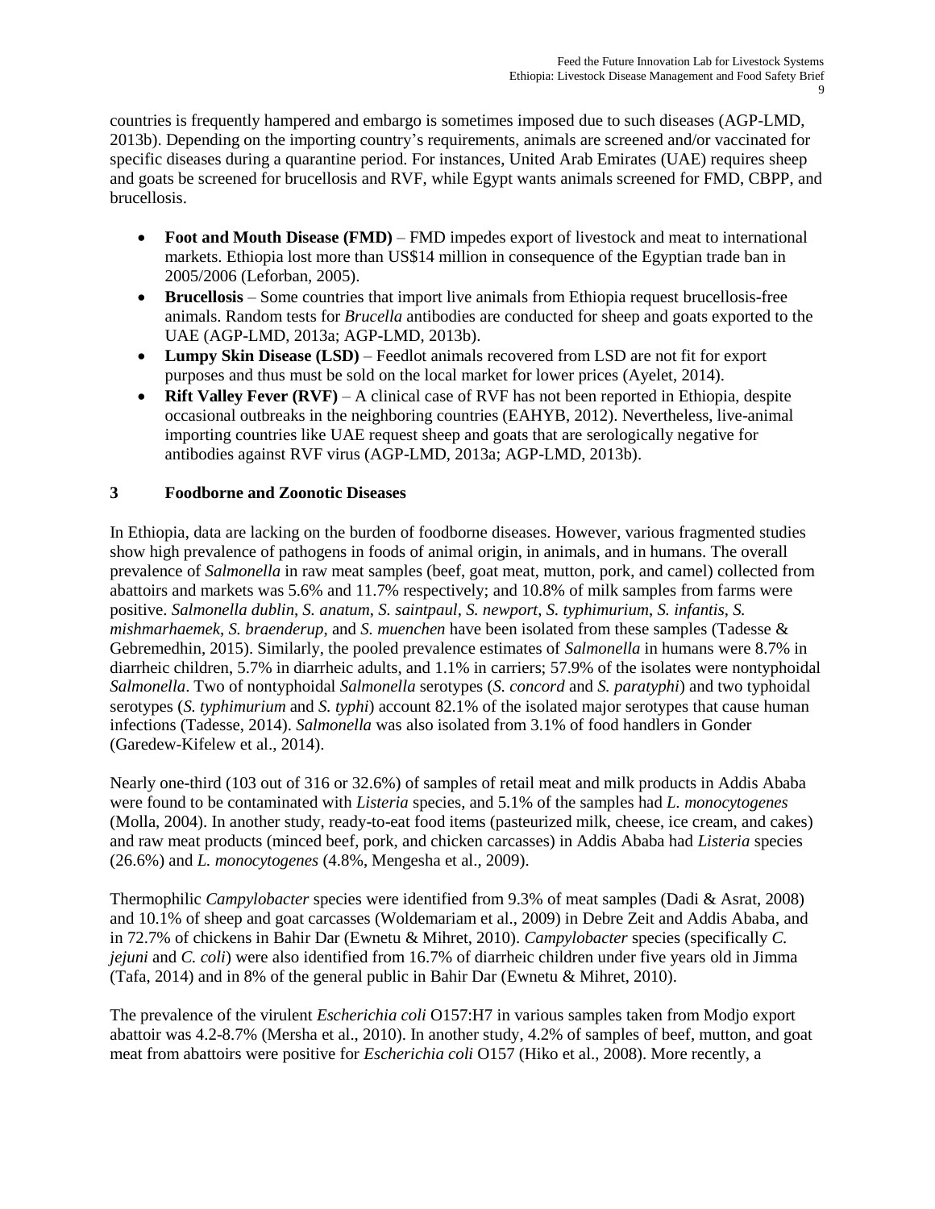countries is frequently hampered and embargo is sometimes imposed due to such diseases (AGP-LMD, 2013b). Depending on the importing country's requirements, animals are screened and/or vaccinated for specific diseases during a quarantine period. For instances, United Arab Emirates (UAE) requires sheep and goats be screened for brucellosis and RVF, while Egypt wants animals screened for FMD, CBPP, and brucellosis.

- **Foot and Mouth Disease (FMD)** – FMD impedes export of livestock and meat to international markets. Ethiopia lost more than US$14 million in consequence of the Egyptian trade ban in 2005/2006 (Leforban, 2005).
- **Brucellosis** – Some countries that import live animals from Ethiopia request brucellosis-free animals. Random tests for *Brucella* antibodies are conducted for sheep and goats exported to the UAE (AGP-LMD, 2013a; AGP-LMD, 2013b).
- **Lumpy Skin Disease (LSD)** – Feedlot animals recovered from LSD are not fit for export purposes and thus must be sold on the local market for lower prices (Ayelet, 2014).
- **Rift Valley Fever (RVF)** – A clinical case of RVF has not been reported in Ethiopia, despite occasional outbreaks in the neighboring countries (EAHYB, 2012). Nevertheless, live-animal importing countries like UAE request sheep and goats that are serologically negative for antibodies against RVF virus (AGP-LMD, 2013a; AGP-LMD, 2013b).

## 3 Foodborne and Zoonotic Diseases

In Ethiopia, data are lacking on the burden of foodborne diseases. However, various fragmented studies show high prevalence of pathogens in foods of animal origin, in animals, and in humans. The overall prevalence of *Salmonella* in raw meat samples (beef, goat meat, mutton, pork, and camel) collected from abattoirs and markets was 5.6% and 11.7% respectively; and 10.8% of milk samples from farms were positive. *Salmonella dublin*, *S. anatum*, *S. saintpaul*, *S. newport*, *S. typhimurium*, *S. infantis*, *S. mishmarhaemek*, *S. braenderup*, and *S. muenchen* have been isolated from these samples (Tadesse & Gebremedhin, 2015). Similarly, the pooled prevalence estimates of *Salmonella* in humans were 8.7% in diarrheic children, 5.7% in diarrheic adults, and 1.1% in carriers; 57.9% of the isolates were nontyphoidal *Salmonella*. Two of nontyphoidal *Salmonella* serotypes (*S. concord* and *S. paratyphi*) and two typhoidal serotypes (*S. typhimurium* and *S. typhi*) account 82.1% of the isolated major serotypes that cause human infections (Tadesse, 2014). *Salmonella* was also isolated from 3.1% of food handlers in Gonder (Garedew-Kifelew et al., 2014).

Nearly one-third (103 out of 316 or 32.6%) of samples of retail meat and milk products in Addis Ababa were found to be contaminated with *Listeria* species, and 5.1% of the samples had *L. monocytogenes* (Molla, 2004). In another study, ready-to-eat food items (pasteurized milk, cheese, ice cream, and cakes) and raw meat products (minced beef, pork, and chicken carcasses) in Addis Ababa had *Listeria* species (26.6%) and *L. monocytogenes* (4.8%, Mengesha et al., 2009).

Thermophilic *Campylobacter* species were identified from 9.3% of meat samples (Dadi & Asrat, 2008) and 10.1% of sheep and goat carcasses (Woldemariam et al., 2009) in Debre Zeit and Addis Ababa, and in 72.7% of chickens in Bahir Dar (Ewnetu & Mihret, 2010). *Campylobacter* species (specifically *C. jejuni* and *C. coli*) were also identified from 16.7% of diarrheic children under five years old in Jimma (Tafa, 2014) and in 8% of the general public in Bahir Dar (Ewnetu & Mihret, 2010).

The prevalence of the virulent *Escherichia coli* O157:H7 in various samples taken from Modjo export abattoir was 4.2-8.7% (Mersha et al., 2010). In another study, 4.2% of samples of beef, mutton, and goat meat from abattoirs were positive for *Escherichia coli* O157 (Hiko et al., 2008). More recently, a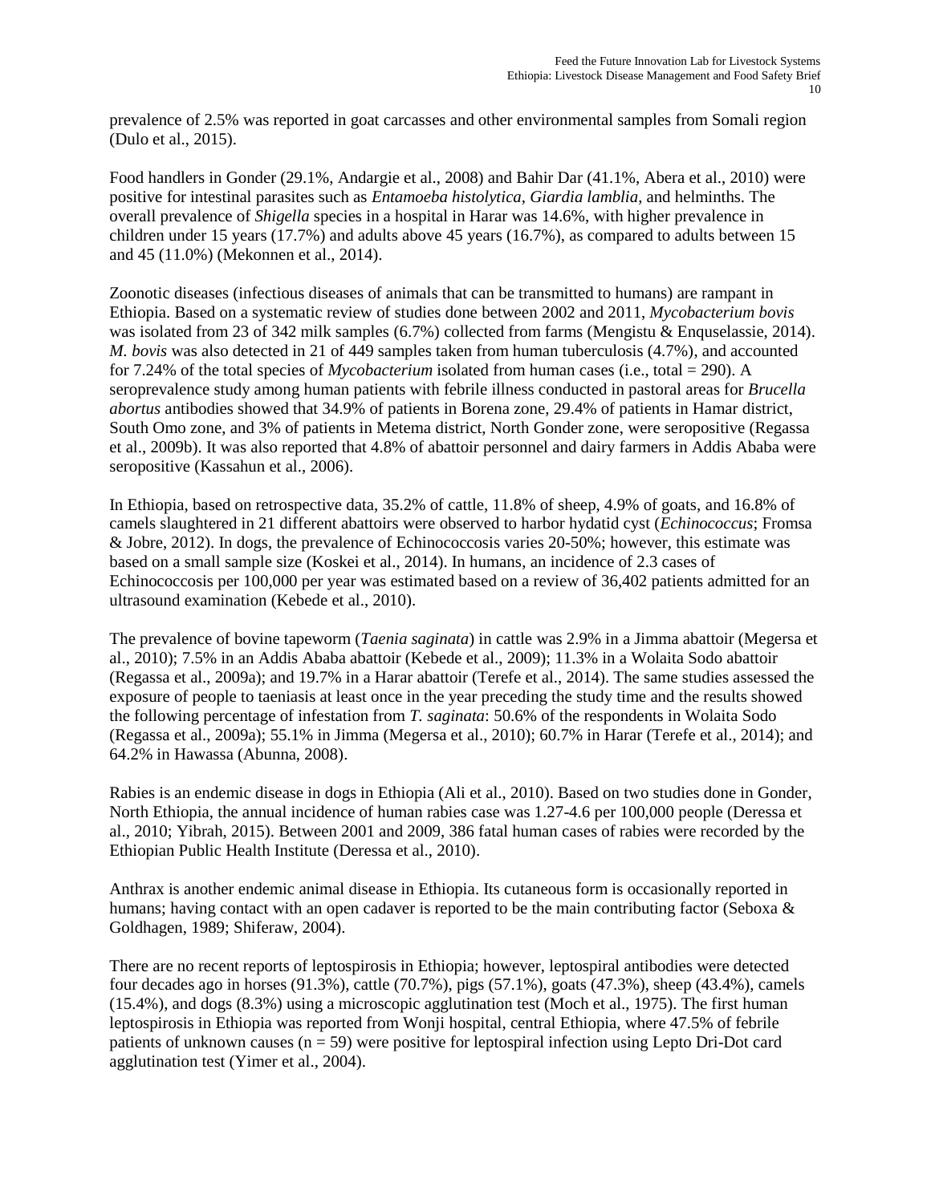prevalence of 2.5% was reported in goat carcasses and other environmental samples from Somali region (Dulo et al., 2015).

Food handlers in Gonder (29.1%, Andargie et al., 2008) and Bahir Dar (41.1%, Abera et al., 2010) were positive for intestinal parasites such as *Entamoeba histolytica*, *Giardia lamblia*, and helminths. The overall prevalence of *Shigella* species in a hospital in Harar was 14.6%, with higher prevalence in children under 15 years (17.7%) and adults above 45 years (16.7%), as compared to adults between 15 and 45 (11.0%) (Mekonnen et al., 2014).

Zoonotic diseases (infectious diseases of animals that can be transmitted to humans) are rampant in Ethiopia. Based on a systematic review of studies done between 2002 and 2011, *Mycobacterium bovis* was isolated from 23 of 342 milk samples (6.7%) collected from farms (Mengistu & Enquselassie, 2014). *M. bovis* was also detected in 21 of 449 samples taken from human tuberculosis (4.7%), and accounted for 7.24% of the total species of *Mycobacterium* isolated from human cases (i.e., total = 290). A seroprevalence study among human patients with febrile illness conducted in pastoral areas for *Brucella abortus* antibodies showed that 34.9% of patients in Borena zone, 29.4% of patients in Hamar district, South Omo zone, and 3% of patients in Metema district, North Gonder zone, were seropositive (Regassa et al., 2009b). It was also reported that 4.8% of abattoir personnel and dairy farmers in Addis Ababa were seropositive (Kassahun et al., 2006).

In Ethiopia, based on retrospective data, 35.2% of cattle, 11.8% of sheep, 4.9% of goats, and 16.8% of camels slaughtered in 21 different abattoirs were observed to harbor hydatid cyst (*Echinococcus*; Fromsa & Jobre, 2012). In dogs, the prevalence of Echinococcosis varies 20-50%; however, this estimate was based on a small sample size (Koskei et al., 2014). In humans, an incidence of 2.3 cases of Echinococcosis per 100,000 per year was estimated based on a review of 36,402 patients admitted for an ultrasound examination (Kebede et al., 2010).

The prevalence of bovine tapeworm (*Taenia saginata*) in cattle was 2.9% in a Jimma abattoir (Megersa et al., 2010); 7.5% in an Addis Ababa abattoir (Kebede et al., 2009); 11.3% in a Wolaita Sodo abattoir (Regassa et al., 2009a); and 19.7% in a Harar abattoir (Terefe et al., 2014). The same studies assessed the exposure of people to taeniasis at least once in the year preceding the study time and the results showed the following percentage of infestation from *T. saginata*: 50.6% of the respondents in Wolaita Sodo (Regassa et al., 2009a); 55.1% in Jimma (Megersa et al., 2010); 60.7% in Harar (Terefe et al., 2014); and 64.2% in Hawassa (Abunna, 2008).

Rabies is an endemic disease in dogs in Ethiopia (Ali et al., 2010). Based on two studies done in Gonder, North Ethiopia, the annual incidence of human rabies case was 1.27-4.6 per 100,000 people (Deressa et al., 2010; Yibrah, 2015). Between 2001 and 2009, 386 fatal human cases of rabies were recorded by the Ethiopian Public Health Institute (Deressa et al., 2010).

Anthrax is another endemic animal disease in Ethiopia. Its cutaneous form is occasionally reported in humans; having contact with an open cadaver is reported to be the main contributing factor (Seboxa & Goldhagen, 1989; Shiferaw, 2004).

There are no recent reports of leptospirosis in Ethiopia; however, leptospiral antibodies were detected four decades ago in horses (91.3%), cattle (70.7%), pigs (57.1%), goats (47.3%), sheep (43.4%), camels (15.4%), and dogs (8.3%) using a microscopic agglutination test (Moch et al., 1975). The first human leptospirosis in Ethiopia was reported from Wonji hospital, central Ethiopia, where 47.5% of febrile patients of unknown causes (n = 59) were positive for leptospiral infection using Lepto Dri-Dot card agglutination test (Yimer et al., 2004).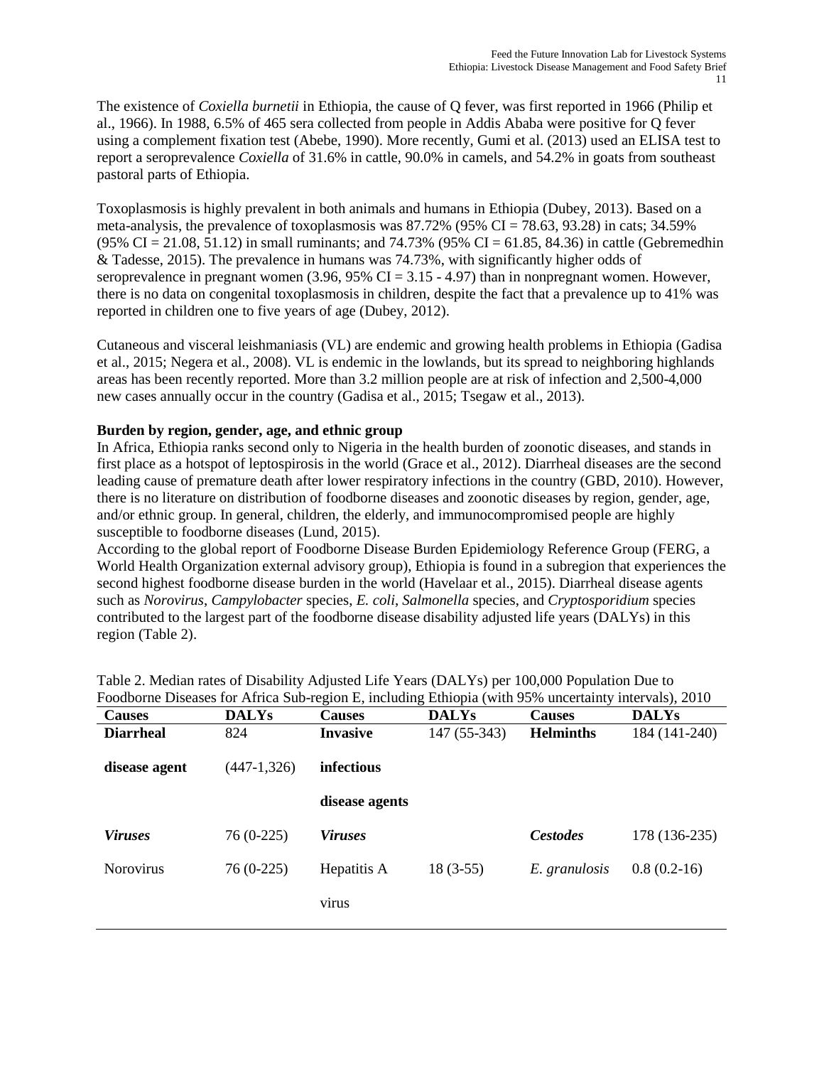The existence of *Coxiella burnetii* in Ethiopia, the cause of Q fever, was first reported in 1966 (Philip et al., 1966). In 1988, 6.5% of 465 sera collected from people in Addis Ababa were positive for Q fever using a complement fixation test (Abebe, 1990). More recently, Gumi et al. (2013) used an ELISA test to report a seroprevalence *Coxiella* of 31.6% in cattle, 90.0% in camels, and 54.2% in goats from southeast pastoral parts of Ethiopia.

Toxoplasmosis is highly prevalent in both animals and humans in Ethiopia (Dubey, 2013). Based on a meta-analysis, the prevalence of toxoplasmosis was 87.72% (95% CI = 78.63, 93.28) in cats; 34.59% (95% CI = 21.08, 51.12) in small ruminants; and 74.73% (95% CI = 61.85, 84.36) in cattle (Gebremedhin & Tadesse, 2015). The prevalence in humans was 74.73%, with significantly higher odds of seroprevalence in pregnant women (3.96, 95% CI = 3.15 - 4.97) than in nonpregnant women. However, there is no data on congenital toxoplasmosis in children, despite the fact that a prevalence up to 41% was reported in children one to five years of age (Dubey, 2012).

Cutaneous and visceral leishmaniasis (VL) are endemic and growing health problems in Ethiopia (Gadisa et al., 2015; Negera et al., 2008). VL is endemic in the lowlands, but its spread to neighboring highlands areas has been recently reported. More than 3.2 million people are at risk of infection and 2,500-4,000 new cases annually occur in the country (Gadisa et al., 2015; Tsegaw et al., 2013).

**Burden by region, gender, age, and ethnic group**

In Africa, Ethiopia ranks second only to Nigeria in the health burden of zoonotic diseases, and stands in first place as a hotspot of leptospirosis in the world (Grace et al., 2012). Diarrheal diseases are the second leading cause of premature death after lower respiratory infections in the country (GBD, 2010). However, there is no literature on distribution of foodborne diseases and zoonotic diseases by region, gender, age, and/or ethnic group. In general, children, the elderly, and immunocompromised people are highly susceptible to foodborne diseases (Lund, 2015).

According to the global report of Foodborne Disease Burden Epidemiology Reference Group (FERG, a World Health Organization external advisory group), Ethiopia is found in a subregion that experiences the second highest foodborne disease burden in the world (Havelaar et al., 2015). Diarrheal disease agents such as *Norovirus*, *Campylobacter* species, *E. coli*, *Salmonella* species, and *Cryptosporidium* species contributed to the largest part of the foodborne disease disability adjusted life years (DALYs) in this region (Table 2).

Table 2. Median rates of Disability Adjusted Life Years (DALYs) per 100,000 Population Due to Foodborne Diseases for Africa Sub-region E, including Ethiopia (with 95% uncertainty intervals), 2010

| Causes | DALYs | Causes | DALYs | Causes | DALYs |
|---|---|---|---|---|---|
| **Diarrheal disease agent** | 824 (447-1,326) | **Invasive infectious disease agents** | 147 (55-343) | **Helminths** | 184 (141-240) |
| ***Viruses*** | 76 (0-225) | ***Viruses*** | | ***Cestodes*** | 178 (136-235) |
| Norovirus | 76 (0-225) | Hepatitis A virus | 18 (3-55) | *E. granulosis* | 0.8 (0.2-16) |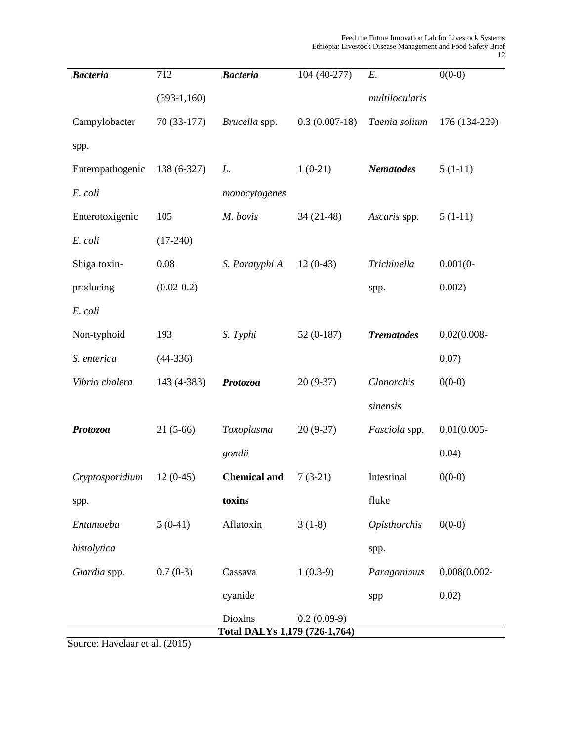| | | | | | |
|---|---|---|---|---|---|
| ***Bacteria*** | 712 (393-1,160) | ***Bacteria*** | 104 (40-277) | *E. multilocularis* | 0(0-0) |
| Campylobacter spp. | 70 (33-177) | *Brucella* spp. | 0.3 (0.007-18) | *Taenia solium* | 176 (134-229) |
| Enteropathogenic *E. coli* | 138 (6-327) | *L. monocytogenes* | 1 (0-21) | ***Nematodes*** | 5 (1-11) |
| Enterotoxigenic *E. coli* | 105 (17-240) | *M. bovis* | 34 (21-48) | *Ascaris* spp. | 5 (1-11) |
| Shiga toxin-producing *E. coli* | 0.08 (0.02-0.2) | *S. Paratyphi A* | 12 (0-43) | *Trichinella* spp. | 0.001(0-0.002) |
| Non-typhoid *S. enterica* | 193 (44-336) | *S. Typhi* | 52 (0-187) | ***Trematodes*** | 0.02(0.008-0.07) |
| *Vibrio cholera* | 143 (4-383) | ***Protozoa*** | 20 (9-37) | *Clonorchis sinensis* | 0(0-0) |
| ***Protozoa*** | 21 (5-66) | *Toxoplasma gondii* | 20 (9-37) | *Fasciola* spp. | 0.01(0.005-0.04) |
| *Cryptosporidium* spp. | 12 (0-45) | **Chemical and toxins** | 7 (3-21) | Intestinal fluke | 0(0-0) |
| *Entamoeba histolytica* | 5 (0-41) | Aflatoxin | 3 (1-8) | *Opisthorchis* spp. | 0(0-0) |
| *Giardia* spp. | 0.7 (0-3) | Cassava cyanide | 1 (0.3-9) | *Paragonimus* spp | 0.008(0.002-0.02) |
| | | Dioxins | 0.2 (0.09-9) | | |
| **Total DALYs 1,179 (726-1,764)** | | | | | |

Source: Havelaar et al. (2015)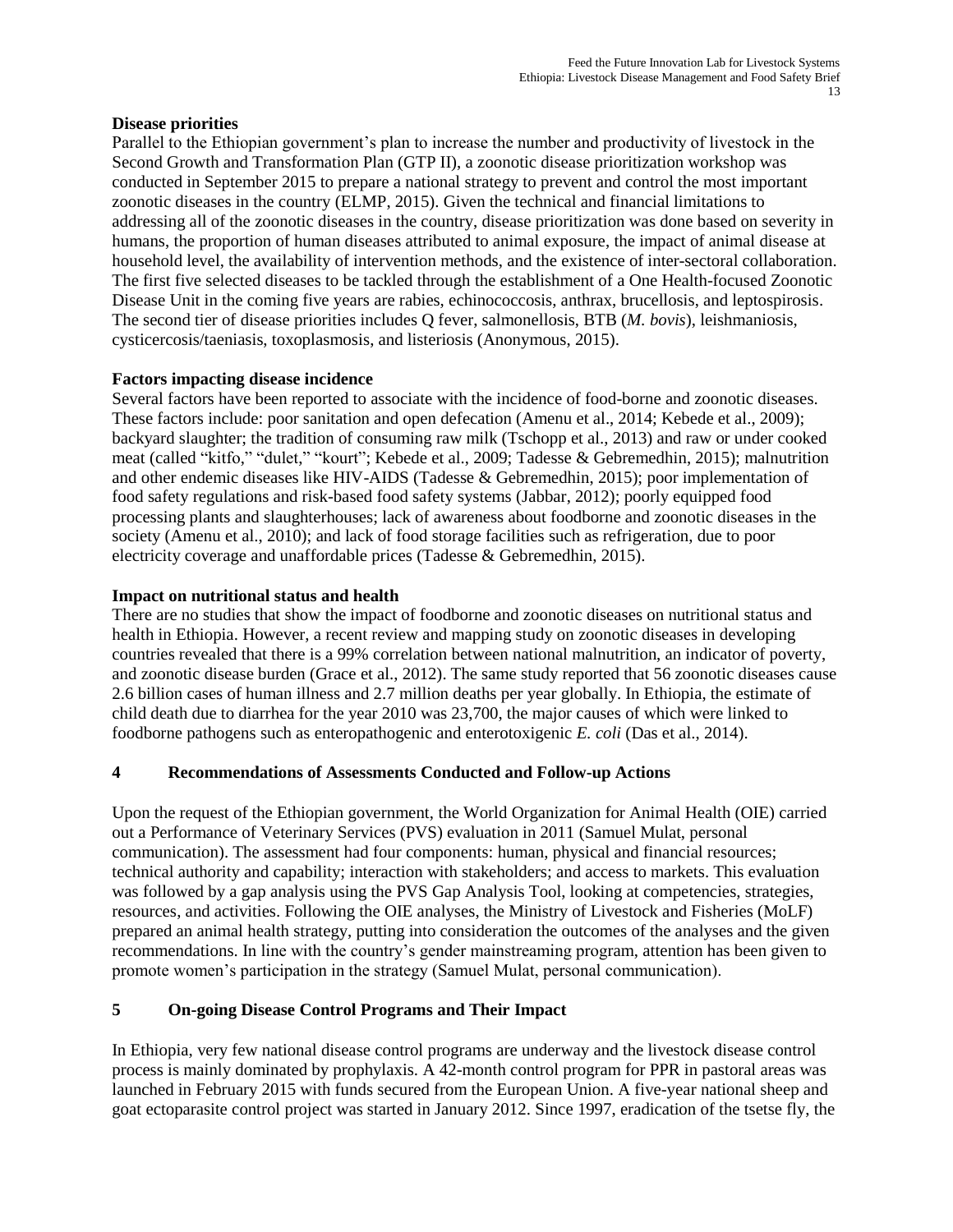**Disease priorities**

Parallel to the Ethiopian government's plan to increase the number and productivity of livestock in the Second Growth and Transformation Plan (GTP II), a zoonotic disease prioritization workshop was conducted in September 2015 to prepare a national strategy to prevent and control the most important zoonotic diseases in the country (ELMP, 2015). Given the technical and financial limitations to addressing all of the zoonotic diseases in the country, disease prioritization was done based on severity in humans, the proportion of human diseases attributed to animal exposure, the impact of animal disease at household level, the availability of intervention methods, and the existence of inter-sectoral collaboration. The first five selected diseases to be tackled through the establishment of a One Health-focused Zoonotic Disease Unit in the coming five years are rabies, echinococcosis, anthrax, brucellosis, and leptospirosis. The second tier of disease priorities includes Q fever, salmonellosis, BTB (*M. bovis*), leishmaniosis, cysticercosis/taeniasis, toxoplasmosis, and listeriosis (Anonymous, 2015).

**Factors impacting disease incidence**

Several factors have been reported to associate with the incidence of food-borne and zoonotic diseases. These factors include: poor sanitation and open defecation (Amenu et al., 2014; Kebede et al., 2009); backyard slaughter; the tradition of consuming raw milk (Tschopp et al., 2013) and raw or under cooked meat (called "kitfo," "dulet," "kourt"; Kebede et al., 2009; Tadesse & Gebremedhin, 2015); malnutrition and other endemic diseases like HIV-AIDS (Tadesse & Gebremedhin, 2015); poor implementation of food safety regulations and risk-based food safety systems (Jabbar, 2012); poorly equipped food processing plants and slaughterhouses; lack of awareness about foodborne and zoonotic diseases in the society (Amenu et al., 2010); and lack of food storage facilities such as refrigeration, due to poor electricity coverage and unaffordable prices (Tadesse & Gebremedhin, 2015).

**Impact on nutritional status and health**

There are no studies that show the impact of foodborne and zoonotic diseases on nutritional status and health in Ethiopia. However, a recent review and mapping study on zoonotic diseases in developing countries revealed that there is a 99% correlation between national malnutrition, an indicator of poverty, and zoonotic disease burden (Grace et al., 2012). The same study reported that 56 zoonotic diseases cause 2.6 billion cases of human illness and 2.7 million deaths per year globally. In Ethiopia, the estimate of child death due to diarrhea for the year 2010 was 23,700, the major causes of which were linked to foodborne pathogens such as enteropathogenic and enterotoxigenic *E. coli* (Das et al., 2014).

## 4 Recommendations of Assessments Conducted and Follow-up Actions

Upon the request of the Ethiopian government, the World Organization for Animal Health (OIE) carried out a Performance of Veterinary Services (PVS) evaluation in 2011 (Samuel Mulat, personal communication). The assessment had four components: human, physical and financial resources; technical authority and capability; interaction with stakeholders; and access to markets. This evaluation was followed by a gap analysis using the PVS Gap Analysis Tool, looking at competencies, strategies, resources, and activities. Following the OIE analyses, the Ministry of Livestock and Fisheries (MoLF) prepared an animal health strategy, putting into consideration the outcomes of the analyses and the given recommendations. In line with the country's gender mainstreaming program, attention has been given to promote women's participation in the strategy (Samuel Mulat, personal communication).

## 5 On-going Disease Control Programs and Their Impact

In Ethiopia, very few national disease control programs are underway and the livestock disease control process is mainly dominated by prophylaxis. A 42-month control program for PPR in pastoral areas was launched in February 2015 with funds secured from the European Union. A five-year national sheep and goat ectoparasite control project was started in January 2012. Since 1997, eradication of the tsetse fly, the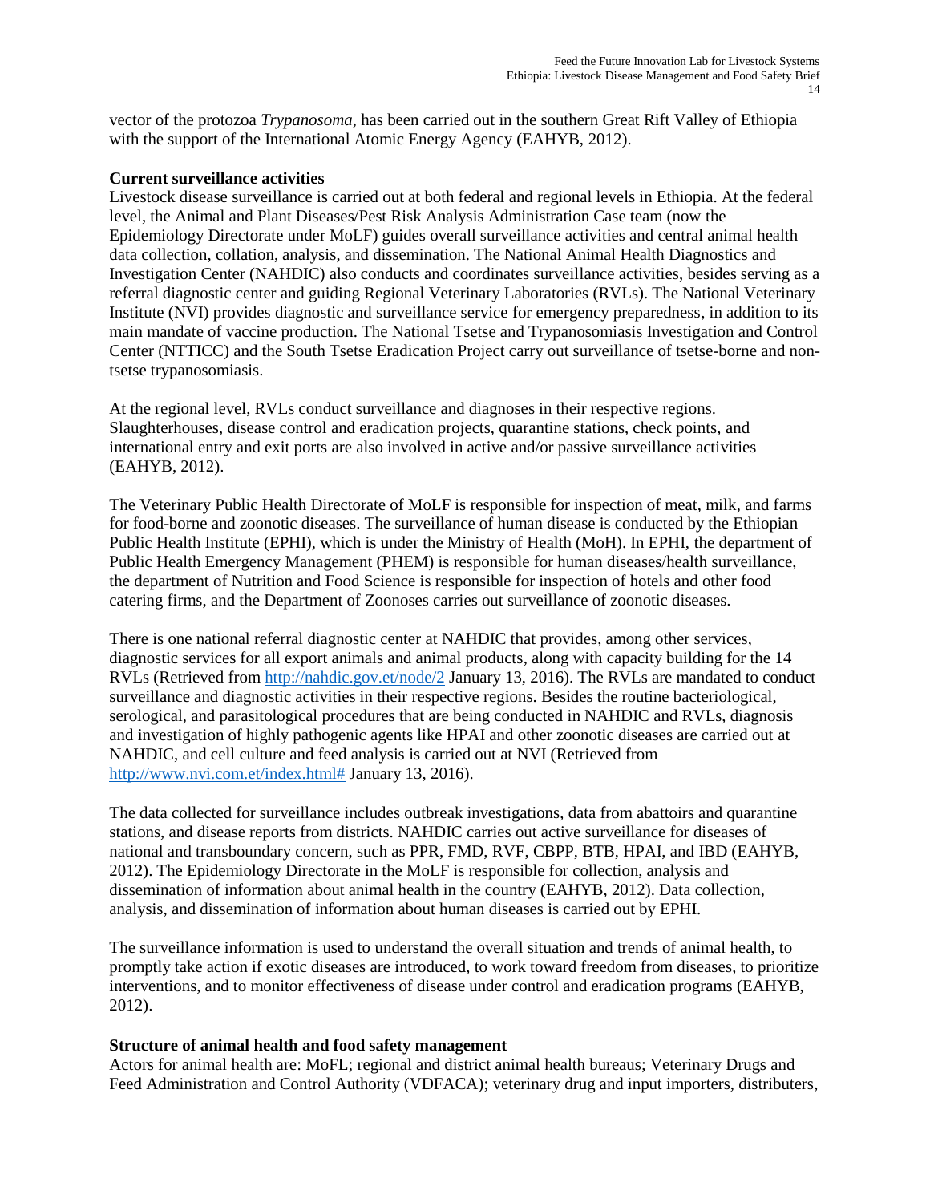vector of the protozoa *Trypanosoma*, has been carried out in the southern Great Rift Valley of Ethiopia with the support of the International Atomic Energy Agency (EAHYB, 2012).

**Current surveillance activities**

Livestock disease surveillance is carried out at both federal and regional levels in Ethiopia. At the federal level, the Animal and Plant Diseases/Pest Risk Analysis Administration Case team (now the Epidemiology Directorate under MoLF) guides overall surveillance activities and central animal health data collection, collation, analysis, and dissemination. The National Animal Health Diagnostics and Investigation Center (NAHDIC) also conducts and coordinates surveillance activities, besides serving as a referral diagnostic center and guiding Regional Veterinary Laboratories (RVLs). The National Veterinary Institute (NVI) provides diagnostic and surveillance service for emergency preparedness, in addition to its main mandate of vaccine production. The National Tsetse and Trypanosomiasis Investigation and Control Center (NTTICC) and the South Tsetse Eradication Project carry out surveillance of tsetse-borne and non-tsetse trypanosomiasis.

At the regional level, RVLs conduct surveillance and diagnoses in their respective regions. Slaughterhouses, disease control and eradication projects, quarantine stations, check points, and international entry and exit ports are also involved in active and/or passive surveillance activities (EAHYB, 2012).

The Veterinary Public Health Directorate of MoLF is responsible for inspection of meat, milk, and farms for food-borne and zoonotic diseases. The surveillance of human disease is conducted by the Ethiopian Public Health Institute (EPHI), which is under the Ministry of Health (MoH). In EPHI, the department of Public Health Emergency Management (PHEM) is responsible for human diseases/health surveillance, the department of Nutrition and Food Science is responsible for inspection of hotels and other food catering firms, and the Department of Zoonoses carries out surveillance of zoonotic diseases.

There is one national referral diagnostic center at NAHDIC that provides, among other services, diagnostic services for all export animals and animal products, along with capacity building for the 14 RVLs (Retrieved from http://nahdic.gov.et/node/2 January 13, 2016). The RVLs are mandated to conduct surveillance and diagnostic activities in their respective regions. Besides the routine bacteriological, serological, and parasitological procedures that are being conducted in NAHDIC and RVLs, diagnosis and investigation of highly pathogenic agents like HPAI and other zoonotic diseases are carried out at NAHDIC, and cell culture and feed analysis is carried out at NVI (Retrieved from http://www.nvi.com.et/index.html# January 13, 2016).

The data collected for surveillance includes outbreak investigations, data from abattoirs and quarantine stations, and disease reports from districts. NAHDIC carries out active surveillance for diseases of national and transboundary concern, such as PPR, FMD, RVF, CBPP, BTB, HPAI, and IBD (EAHYB, 2012). The Epidemiology Directorate in the MoLF is responsible for collection, analysis and dissemination of information about animal health in the country (EAHYB, 2012). Data collection, analysis, and dissemination of information about human diseases is carried out by EPHI.

The surveillance information is used to understand the overall situation and trends of animal health, to promptly take action if exotic diseases are introduced, to work toward freedom from diseases, to prioritize interventions, and to monitor effectiveness of disease under control and eradication programs (EAHYB, 2012).

**Structure of animal health and food safety management**

Actors for animal health are: MoFL; regional and district animal health bureaus; Veterinary Drugs and Feed Administration and Control Authority (VDFACA); veterinary drug and input importers, distributers,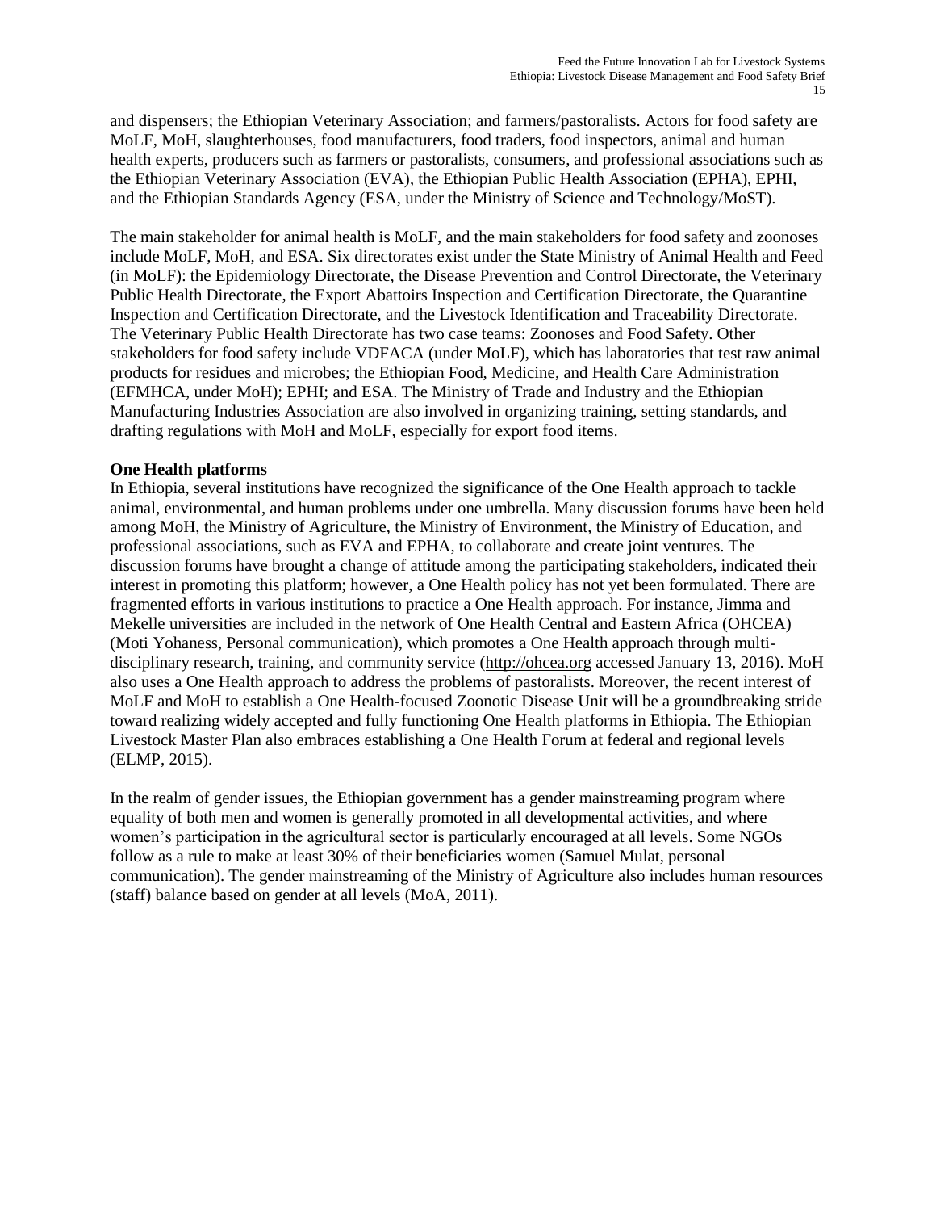and dispensers; the Ethiopian Veterinary Association; and farmers/pastoralists. Actors for food safety are MoLF, MoH, slaughterhouses, food manufacturers, food traders, food inspectors, animal and human health experts, producers such as farmers or pastoralists, consumers, and professional associations such as the Ethiopian Veterinary Association (EVA), the Ethiopian Public Health Association (EPHA), EPHI, and the Ethiopian Standards Agency (ESA, under the Ministry of Science and Technology/MoST).

The main stakeholder for animal health is MoLF, and the main stakeholders for food safety and zoonoses include MoLF, MoH, and ESA. Six directorates exist under the State Ministry of Animal Health and Feed (in MoLF): the Epidemiology Directorate, the Disease Prevention and Control Directorate, the Veterinary Public Health Directorate, the Export Abattoirs Inspection and Certification Directorate, the Quarantine Inspection and Certification Directorate, and the Livestock Identification and Traceability Directorate. The Veterinary Public Health Directorate has two case teams: Zoonoses and Food Safety. Other stakeholders for food safety include VDFACA (under MoLF), which has laboratories that test raw animal products for residues and microbes; the Ethiopian Food, Medicine, and Health Care Administration (EFMHCA, under MoH); EPHI; and ESA. The Ministry of Trade and Industry and the Ethiopian Manufacturing Industries Association are also involved in organizing training, setting standards, and drafting regulations with MoH and MoLF, especially for export food items.

**One Health platforms**

In Ethiopia, several institutions have recognized the significance of the One Health approach to tackle animal, environmental, and human problems under one umbrella. Many discussion forums have been held among MoH, the Ministry of Agriculture, the Ministry of Environment, the Ministry of Education, and professional associations, such as EVA and EPHA, to collaborate and create joint ventures. The discussion forums have brought a change of attitude among the participating stakeholders, indicated their interest in promoting this platform; however, a One Health policy has not yet been formulated. There are fragmented efforts in various institutions to practice a One Health approach. For instance, Jimma and Mekelle universities are included in the network of One Health Central and Eastern Africa (OHCEA) (Moti Yohaness, Personal communication), which promotes a One Health approach through multi-disciplinary research, training, and community service (http://ohcea.org accessed January 13, 2016). MoH also uses a One Health approach to address the problems of pastoralists. Moreover, the recent interest of MoLF and MoH to establish a One Health-focused Zoonotic Disease Unit will be a groundbreaking stride toward realizing widely accepted and fully functioning One Health platforms in Ethiopia. The Ethiopian Livestock Master Plan also embraces establishing a One Health Forum at federal and regional levels (ELMP, 2015).

In the realm of gender issues, the Ethiopian government has a gender mainstreaming program where equality of both men and women is generally promoted in all developmental activities, and where women's participation in the agricultural sector is particularly encouraged at all levels. Some NGOs follow as a rule to make at least 30% of their beneficiaries women (Samuel Mulat, personal communication). The gender mainstreaming of the Ministry of Agriculture also includes human resources (staff) balance based on gender at all levels (MoA, 2011).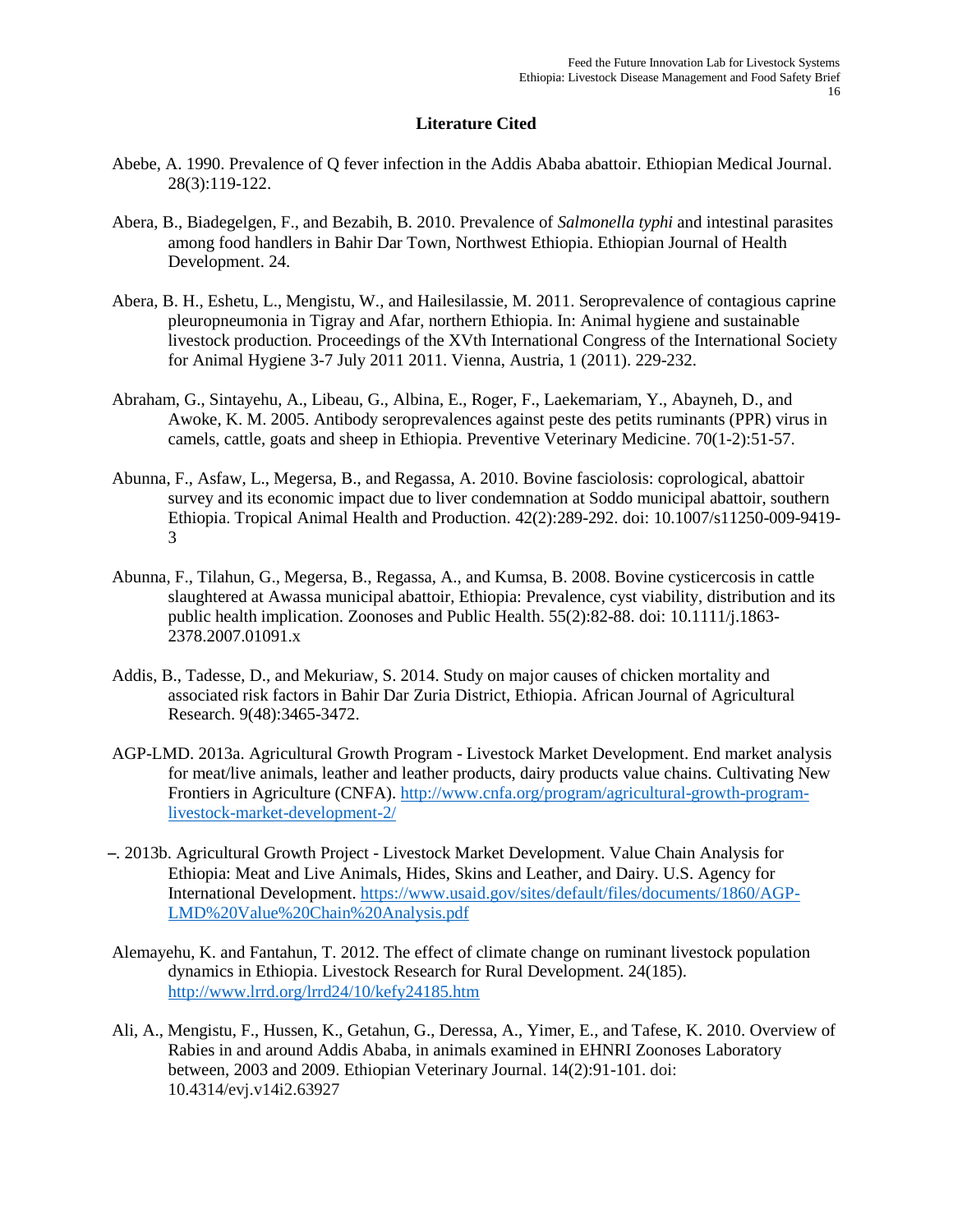## Literature Cited

Abebe, A. 1990. Prevalence of Q fever infection in the Addis Ababa abattoir. Ethiopian Medical Journal. 28(3):119-122.

Abera, B., Biadegelgen, F., and Bezabih, B. 2010. Prevalence of *Salmonella typhi* and intestinal parasites among food handlers in Bahir Dar Town, Northwest Ethiopia. Ethiopian Journal of Health Development. 24.

Abera, B. H., Eshetu, L., Mengistu, W., and Hailesilassie, M. 2011. Seroprevalence of contagious caprine pleuropneumonia in Tigray and Afar, northern Ethiopia. In: Animal hygiene and sustainable livestock production. Proceedings of the XVth International Congress of the International Society for Animal Hygiene 3-7 July 2011 2011. Vienna, Austria, 1 (2011). 229-232.

Abraham, G., Sintayehu, A., Libeau, G., Albina, E., Roger, F., Laekemariam, Y., Abayneh, D., and Awoke, K. M. 2005. Antibody seroprevalences against peste des petits ruminants (PPR) virus in camels, cattle, goats and sheep in Ethiopia. Preventive Veterinary Medicine. 70(1-2):51-57.

Abunna, F., Asfaw, L., Megersa, B., and Regassa, A. 2010. Bovine fasciolosis: coprological, abattoir survey and its economic impact due to liver condemnation at Soddo municipal abattoir, southern Ethiopia. Tropical Animal Health and Production. 42(2):289-292. doi: 10.1007/s11250-009-9419-3

Abunna, F., Tilahun, G., Megersa, B., Regassa, A., and Kumsa, B. 2008. Bovine cysticercosis in cattle slaughtered at Awassa municipal abattoir, Ethiopia: Prevalence, cyst viability, distribution and its public health implication. Zoonoses and Public Health. 55(2):82-88. doi: 10.1111/j.1863-2378.2007.01091.x

Addis, B., Tadesse, D., and Mekuriaw, S. 2014. Study on major causes of chicken mortality and associated risk factors in Bahir Dar Zuria District, Ethiopia. African Journal of Agricultural Research. 9(48):3465-3472.

AGP-LMD. 2013a. Agricultural Growth Program - Livestock Market Development. End market analysis for meat/live animals, leather and leather products, dairy products value chains. Cultivating New Frontiers in Agriculture (CNFA). [http://www.cnfa.org/program/agricultural-growth-program-livestock-market-development-2/](http://www.cnfa.org/program/agricultural-growth-program-livestock-market-development-2/)

–. 2013b. Agricultural Growth Project - Livestock Market Development. Value Chain Analysis for Ethiopia: Meat and Live Animals, Hides, Skins and Leather, and Dairy. U.S. Agency for International Development. [https://www.usaid.gov/sites/default/files/documents/1860/AGP-LMD%20Value%20Chain%20Analysis.pdf](https://www.usaid.gov/sites/default/files/documents/1860/AGP-LMD%20Value%20Chain%20Analysis.pdf)

Alemayehu, K. and Fantahun, T. 2012. The effect of climate change on ruminant livestock population dynamics in Ethiopia. Livestock Research for Rural Development. 24(185). [http://www.lrrd.org/lrrd24/10/kefy24185.htm](http://www.lrrd.org/lrrd24/10/kefy24185.htm)

Ali, A., Mengistu, F., Hussen, K., Getahun, G., Deressa, A., Yimer, E., and Tafese, K. 2010. Overview of Rabies in and around Addis Ababa, in animals examined in EHNRI Zoonoses Laboratory between, 2003 and 2009. Ethiopian Veterinary Journal. 14(2):91-101. doi: 10.4314/evj.v14i2.63927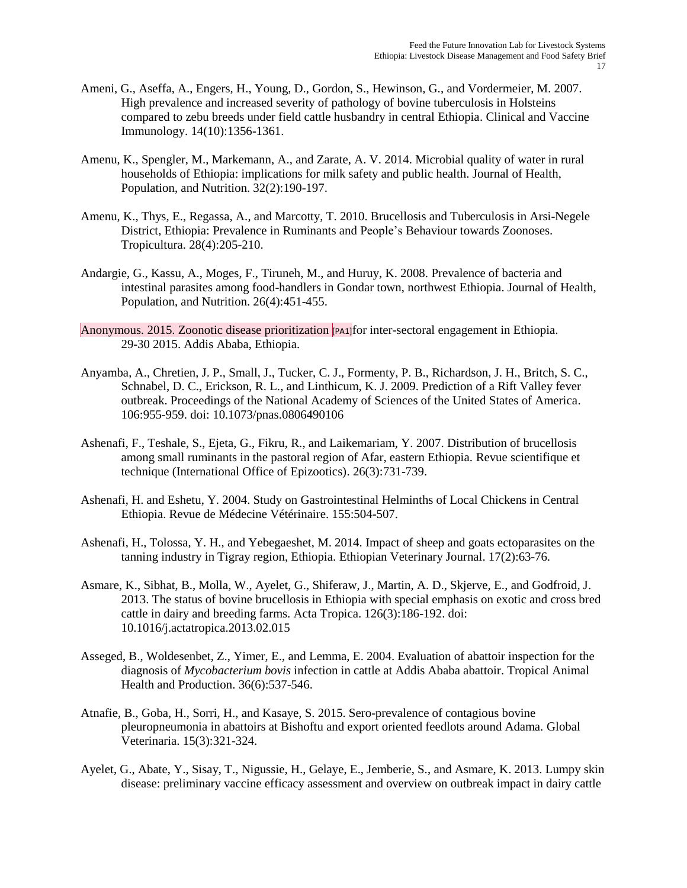Ameni, G., Aseffa, A., Engers, H., Young, D., Gordon, S., Hewinson, G., and Vordermeier, M. 2007. High prevalence and increased severity of pathology of bovine tuberculosis in Holsteins compared to zebu breeds under field cattle husbandry in central Ethiopia. Clinical and Vaccine Immunology. 14(10):1356-1361.

Amenu, K., Spengler, M., Markemann, A., and Zarate, A. V. 2014. Microbial quality of water in rural households of Ethiopia: implications for milk safety and public health. Journal of Health, Population, and Nutrition. 32(2):190-197.

Amenu, K., Thys, E., Regassa, A., and Marcotty, T. 2010. Brucellosis and Tuberculosis in Arsi-Negele District, Ethiopia: Prevalence in Ruminants and People's Behaviour towards Zoonoses. Tropicultura. 28(4):205-210.

Andargie, G., Kassu, A., Moges, F., Tiruneh, M., and Huruy, K. 2008. Prevalence of bacteria and intestinal parasites among food-handlers in Gondar town, northwest Ethiopia. Journal of Health, Population, and Nutrition. 26(4):451-455.

Anonymous. 2015. Zoonotic disease prioritization [PA1]for inter-sectoral engagement in Ethiopia. 29-30 2015. Addis Ababa, Ethiopia.

Anyamba, A., Chretien, J. P., Small, J., Tucker, C. J., Formenty, P. B., Richardson, J. H., Britch, S. C., Schnabel, D. C., Erickson, R. L., and Linthicum, K. J. 2009. Prediction of a Rift Valley fever outbreak. Proceedings of the National Academy of Sciences of the United States of America. 106:955-959. doi: 10.1073/pnas.0806490106

Ashenafi, F., Teshale, S., Ejeta, G., Fikru, R., and Laikemariam, Y. 2007. Distribution of brucellosis among small ruminants in the pastoral region of Afar, eastern Ethiopia. Revue scientifique et technique (International Office of Epizootics). 26(3):731-739.

Ashenafi, H. and Eshetu, Y. 2004. Study on Gastrointestinal Helminths of Local Chickens in Central Ethiopia. Revue de Médecine Vétérinaire. 155:504-507.

Ashenafi, H., Tolossa, Y. H., and Yebegaeshet, M. 2014. Impact of sheep and goats ectoparasites on the tanning industry in Tigray region, Ethiopia. Ethiopian Veterinary Journal. 17(2):63-76.

Asmare, K., Sibhat, B., Molla, W., Ayelet, G., Shiferaw, J., Martin, A. D., Skjerve, E., and Godfroid, J. 2013. The status of bovine brucellosis in Ethiopia with special emphasis on exotic and cross bred cattle in dairy and breeding farms. Acta Tropica. 126(3):186-192. doi: 10.1016/j.actatropica.2013.02.015

Asseged, B., Woldesenbet, Z., Yimer, E., and Lemma, E. 2004. Evaluation of abattoir inspection for the diagnosis of *Mycobacterium bovis* infection in cattle at Addis Ababa abattoir. Tropical Animal Health and Production. 36(6):537-546.

Atnafie, B., Goba, H., Sorri, H., and Kasaye, S. 2015. Sero-prevalence of contagious bovine pleuropneumonia in abattoirs at Bishoftu and export oriented feedlots around Adama. Global Veterinaria. 15(3):321-324.

Ayelet, G., Abate, Y., Sisay, T., Nigussie, H., Gelaye, E., Jemberie, S., and Asmare, K. 2013. Lumpy skin disease: preliminary vaccine efficacy assessment and overview on outbreak impact in dairy cattle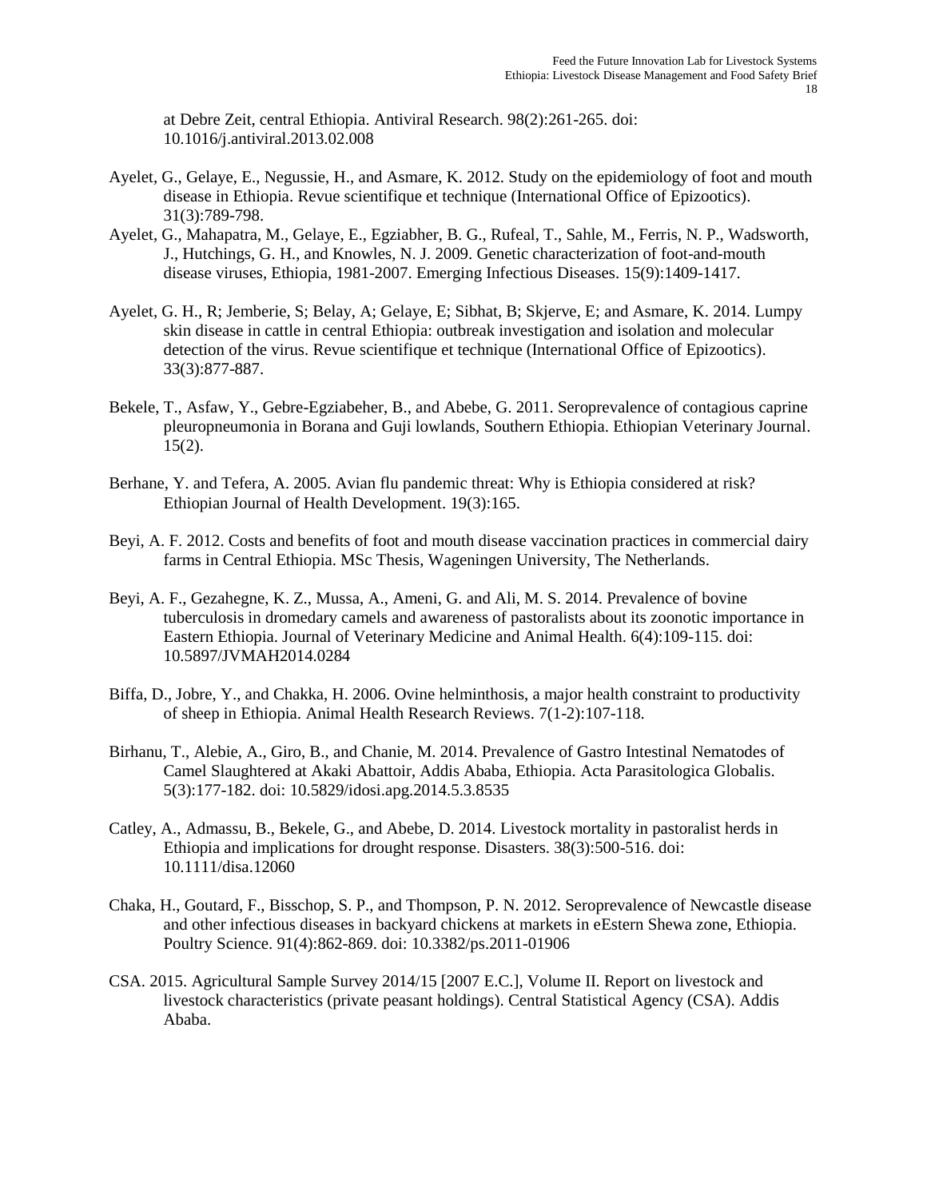at Debre Zeit, central Ethiopia. Antiviral Research. 98(2):261-265. doi: 10.1016/j.antiviral.2013.02.008

Ayelet, G., Gelaye, E., Negussie, H., and Asmare, K. 2012. Study on the epidemiology of foot and mouth disease in Ethiopia. Revue scientifique et technique (International Office of Epizootics). 31(3):789-798.

Ayelet, G., Mahapatra, M., Gelaye, E., Egziabher, B. G., Rufeal, T., Sahle, M., Ferris, N. P., Wadsworth, J., Hutchings, G. H., and Knowles, N. J. 2009. Genetic characterization of foot-and-mouth disease viruses, Ethiopia, 1981-2007. Emerging Infectious Diseases. 15(9):1409-1417.

Ayelet, G. H., R; Jemberie, S; Belay, A; Gelaye, E; Sibhat, B; Skjerve, E; and Asmare, K. 2014. Lumpy skin disease in cattle in central Ethiopia: outbreak investigation and isolation and molecular detection of the virus. Revue scientifique et technique (International Office of Epizootics). 33(3):877-887.

Bekele, T., Asfaw, Y., Gebre-Egziabeher, B., and Abebe, G. 2011. Seroprevalence of contagious caprine pleuropneumonia in Borana and Guji lowlands, Southern Ethiopia. Ethiopian Veterinary Journal. 15(2).

Berhane, Y. and Tefera, A. 2005. Avian flu pandemic threat: Why is Ethiopia considered at risk? Ethiopian Journal of Health Development. 19(3):165.

Beyi, A. F. 2012. Costs and benefits of foot and mouth disease vaccination practices in commercial dairy farms in Central Ethiopia. MSc Thesis, Wageningen University, The Netherlands.

Beyi, A. F., Gezahegne, K. Z., Mussa, A., Ameni, G. and Ali, M. S. 2014. Prevalence of bovine tuberculosis in dromedary camels and awareness of pastoralists about its zoonotic importance in Eastern Ethiopia. Journal of Veterinary Medicine and Animal Health. 6(4):109-115. doi: 10.5897/JVMAH2014.0284

Biffa, D., Jobre, Y., and Chakka, H. 2006. Ovine helminthosis, a major health constraint to productivity of sheep in Ethiopia. Animal Health Research Reviews. 7(1-2):107-118.

Birhanu, T., Alebie, A., Giro, B., and Chanie, M. 2014. Prevalence of Gastro Intestinal Nematodes of Camel Slaughtered at Akaki Abattoir, Addis Ababa, Ethiopia. Acta Parasitologica Globalis. 5(3):177-182. doi: 10.5829/idosi.apg.2014.5.3.8535

Catley, A., Admassu, B., Bekele, G., and Abebe, D. 2014. Livestock mortality in pastoralist herds in Ethiopia and implications for drought response. Disasters. 38(3):500-516. doi: 10.1111/disa.12060

Chaka, H., Goutard, F., Bisschop, S. P., and Thompson, P. N. 2012. Seroprevalence of Newcastle disease and other infectious diseases in backyard chickens at markets in eEstern Shewa zone, Ethiopia. Poultry Science. 91(4):862-869. doi: 10.3382/ps.2011-01906

CSA. 2015. Agricultural Sample Survey 2014/15 [2007 E.C.], Volume II. Report on livestock and livestock characteristics (private peasant holdings). Central Statistical Agency (CSA). Addis Ababa.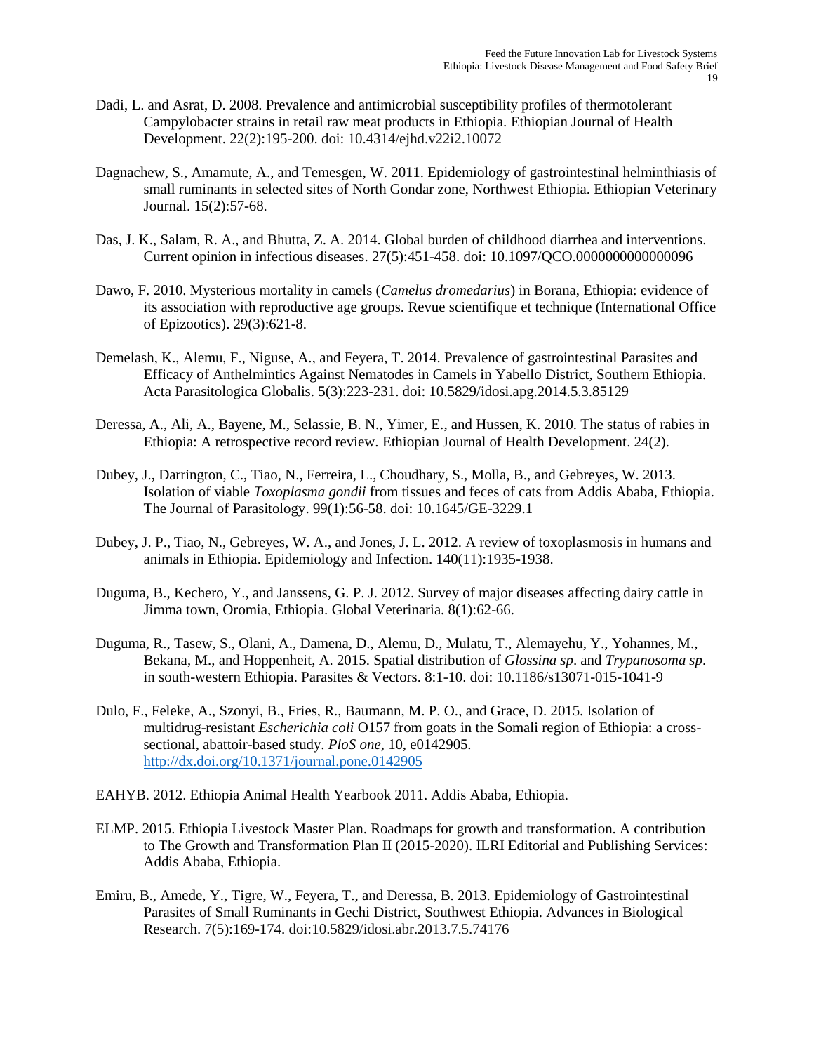Dadi, L. and Asrat, D. 2008. Prevalence and antimicrobial susceptibility profiles of thermotolerant Campylobacter strains in retail raw meat products in Ethiopia. Ethiopian Journal of Health Development. 22(2):195-200. doi: 10.4314/ejhd.v22i2.10072

Dagnachew, S., Amamute, A., and Temesgen, W. 2011. Epidemiology of gastrointestinal helminthiasis of small ruminants in selected sites of North Gondar zone, Northwest Ethiopia. Ethiopian Veterinary Journal. 15(2):57-68.

Das, J. K., Salam, R. A., and Bhutta, Z. A. 2014. Global burden of childhood diarrhea and interventions. Current opinion in infectious diseases. 27(5):451-458. doi: 10.1097/QCO.0000000000000096

Dawo, F. 2010. Mysterious mortality in camels (*Camelus dromedarius*) in Borana, Ethiopia: evidence of its association with reproductive age groups. Revue scientifique et technique (International Office of Epizootics). 29(3):621-8.

Demelash, K., Alemu, F., Niguse, A., and Feyera, T. 2014. Prevalence of gastrointestinal Parasites and Efficacy of Anthelmintics Against Nematodes in Camels in Yabello District, Southern Ethiopia. Acta Parasitologica Globalis. 5(3):223-231. doi: 10.5829/idosi.apg.2014.5.3.85129

Deressa, A., Ali, A., Bayene, M., Selassie, B. N., Yimer, E., and Hussen, K. 2010. The status of rabies in Ethiopia: A retrospective record review. Ethiopian Journal of Health Development. 24(2).

Dubey, J., Darrington, C., Tiao, N., Ferreira, L., Choudhary, S., Molla, B., and Gebreyes, W. 2013. Isolation of viable *Toxoplasma gondii* from tissues and feces of cats from Addis Ababa, Ethiopia. The Journal of Parasitology. 99(1):56-58. doi: 10.1645/GE-3229.1

Dubey, J. P., Tiao, N., Gebreyes, W. A., and Jones, J. L. 2012. A review of toxoplasmosis in humans and animals in Ethiopia. Epidemiology and Infection. 140(11):1935-1938.

Duguma, B., Kechero, Y., and Janssens, G. P. J. 2012. Survey of major diseases affecting dairy cattle in Jimma town, Oromia, Ethiopia. Global Veterinaria. 8(1):62-66.

Duguma, R., Tasew, S., Olani, A., Damena, D., Alemu, D., Mulatu, T., Alemayehu, Y., Yohannes, M., Bekana, M., and Hoppenheit, A. 2015. Spatial distribution of *Glossina sp*. and *Trypanosoma sp*. in south-western Ethiopia. Parasites & Vectors. 8:1-10. doi: 10.1186/s13071-015-1041-9

Dulo, F., Feleke, A., Szonyi, B., Fries, R., Baumann, M. P. O., and Grace, D. 2015. Isolation of multidrug-resistant *Escherichia coli* O157 from goats in the Somali region of Ethiopia: a cross-sectional, abattoir-based study. *PloS one*, 10, e0142905. http://dx.doi.org/10.1371/journal.pone.0142905

EAHYB. 2012. Ethiopia Animal Health Yearbook 2011. Addis Ababa, Ethiopia.

ELMP. 2015. Ethiopia Livestock Master Plan. Roadmaps for growth and transformation. A contribution to The Growth and Transformation Plan II (2015-2020). ILRI Editorial and Publishing Services: Addis Ababa, Ethiopia.

Emiru, B., Amede, Y., Tigre, W., Feyera, T., and Deressa, B. 2013. Epidemiology of Gastrointestinal Parasites of Small Ruminants in Gechi District, Southwest Ethiopia. Advances in Biological Research. 7(5):169-174. doi:10.5829/idosi.abr.2013.7.5.74176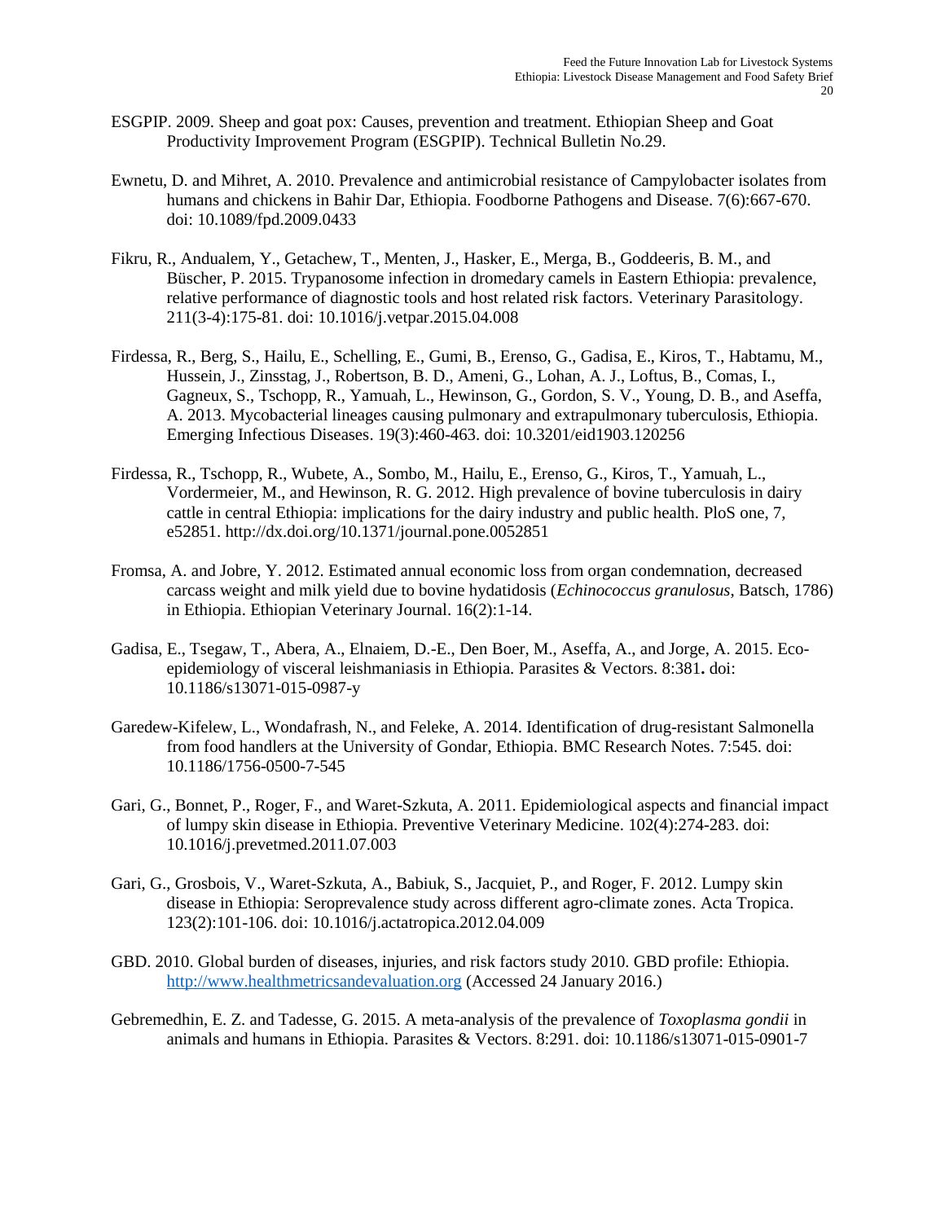ESGPIP. 2009. Sheep and goat pox: Causes, prevention and treatment. Ethiopian Sheep and Goat Productivity Improvement Program (ESGPIP). Technical Bulletin No.29.

Ewnetu, D. and Mihret, A. 2010. Prevalence and antimicrobial resistance of Campylobacter isolates from humans and chickens in Bahir Dar, Ethiopia. Foodborne Pathogens and Disease. 7(6):667-670. doi: 10.1089/fpd.2009.0433

Fikru, R., Andualem, Y., Getachew, T., Menten, J., Hasker, E., Merga, B., Goddeeris, B. M., and Büscher, P. 2015. Trypanosome infection in dromedary camels in Eastern Ethiopia: prevalence, relative performance of diagnostic tools and host related risk factors. Veterinary Parasitology. 211(3-4):175-81. doi: 10.1016/j.vetpar.2015.04.008

Firdessa, R., Berg, S., Hailu, E., Schelling, E., Gumi, B., Erenso, G., Gadisa, E., Kiros, T., Habtamu, M., Hussein, J., Zinsstag, J., Robertson, B. D., Ameni, G., Lohan, A. J., Loftus, B., Comas, I., Gagneux, S., Tschopp, R., Yamuah, L., Hewinson, G., Gordon, S. V., Young, D. B., and Aseffa, A. 2013. Mycobacterial lineages causing pulmonary and extrapulmonary tuberculosis, Ethiopia. Emerging Infectious Diseases. 19(3):460-463. doi: 10.3201/eid1903.120256

Firdessa, R., Tschopp, R., Wubete, A., Sombo, M., Hailu, E., Erenso, G., Kiros, T., Yamuah, L., Vordermeier, M., and Hewinson, R. G. 2012. High prevalence of bovine tuberculosis in dairy cattle in central Ethiopia: implications for the dairy industry and public health. PloS one, 7, e52851. http://dx.doi.org/10.1371/journal.pone.0052851

Fromsa, A. and Jobre, Y. 2012. Estimated annual economic loss from organ condemnation, decreased carcass weight and milk yield due to bovine hydatidosis (*Echinococcus granulosus*, Batsch, 1786) in Ethiopia. Ethiopian Veterinary Journal. 16(2):1-14.

Gadisa, E., Tsegaw, T., Abera, A., Elnaiem, D.-E., Den Boer, M., Aseffa, A., and Jorge, A. 2015. Eco-epidemiology of visceral leishmaniasis in Ethiopia. Parasites & Vectors. 8:381**.** doi: 10.1186/s13071-015-0987-y

Garedew-Kifelew, L., Wondafrash, N., and Feleke, A. 2014. Identification of drug-resistant Salmonella from food handlers at the University of Gondar, Ethiopia. BMC Research Notes. 7:545. doi: 10.1186/1756-0500-7-545

Gari, G., Bonnet, P., Roger, F., and Waret-Szkuta, A. 2011. Epidemiological aspects and financial impact of lumpy skin disease in Ethiopia. Preventive Veterinary Medicine. 102(4):274-283. doi: 10.1016/j.prevetmed.2011.07.003

Gari, G., Grosbois, V., Waret-Szkuta, A., Babiuk, S., Jacquiet, P., and Roger, F. 2012. Lumpy skin disease in Ethiopia: Seroprevalence study across different agro-climate zones. Acta Tropica. 123(2):101-106. doi: 10.1016/j.actatropica.2012.04.009

GBD. 2010. Global burden of diseases, injuries, and risk factors study 2010. GBD profile: Ethiopia. http://www.healthmetricsandevaluation.org (Accessed 24 January 2016.)

Gebremedhin, E. Z. and Tadesse, G. 2015. A meta-analysis of the prevalence of *Toxoplasma gondii* in animals and humans in Ethiopia. Parasites & Vectors. 8:291. doi: 10.1186/s13071-015-0901-7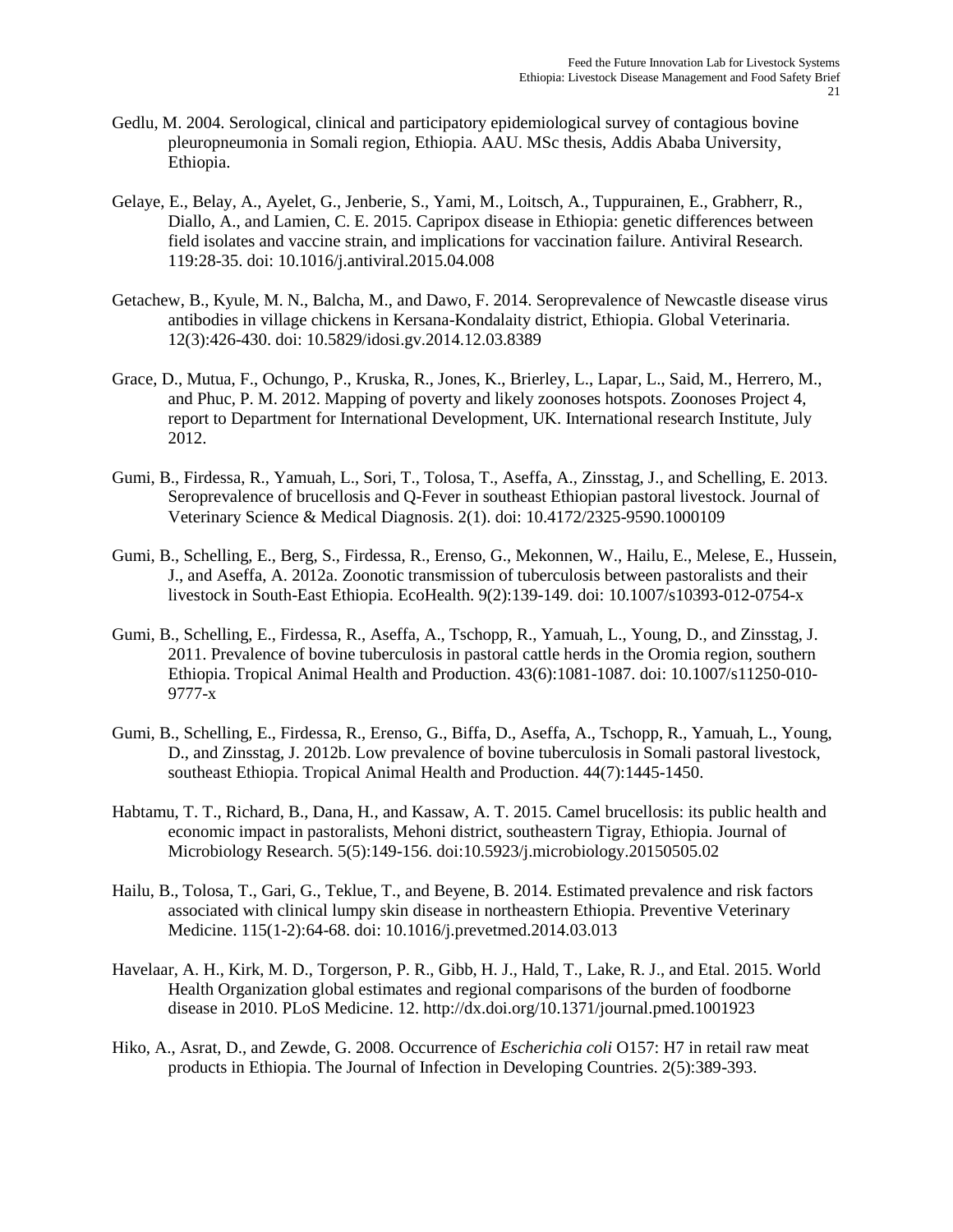Gedlu, M. 2004. Serological, clinical and participatory epidemiological survey of contagious bovine pleuropneumonia in Somali region, Ethiopia. AAU. MSc thesis, Addis Ababa University, Ethiopia.

Gelaye, E., Belay, A., Ayelet, G., Jenberie, S., Yami, M., Loitsch, A., Tuppurainen, E., Grabherr, R., Diallo, A., and Lamien, C. E. 2015. Capripox disease in Ethiopia: genetic differences between field isolates and vaccine strain, and implications for vaccination failure. Antiviral Research. 119:28-35. doi: 10.1016/j.antiviral.2015.04.008

Getachew, B., Kyule, M. N., Balcha, M., and Dawo, F. 2014. Seroprevalence of Newcastle disease virus antibodies in village chickens in Kersana-Kondalaity district, Ethiopia. Global Veterinaria. 12(3):426-430. doi: 10.5829/idosi.gv.2014.12.03.8389

Grace, D., Mutua, F., Ochungo, P., Kruska, R., Jones, K., Brierley, L., Lapar, L., Said, M., Herrero, M., and Phuc, P. M. 2012. Mapping of poverty and likely zoonoses hotspots. Zoonoses Project 4, report to Department for International Development, UK. International research Institute, July 2012.

Gumi, B., Firdessa, R., Yamuah, L., Sori, T., Tolosa, T., Aseffa, A., Zinsstag, J., and Schelling, E. 2013. Seroprevalence of brucellosis and Q-Fever in southeast Ethiopian pastoral livestock. Journal of Veterinary Science & Medical Diagnosis. 2(1). doi: 10.4172/2325-9590.1000109

Gumi, B., Schelling, E., Berg, S., Firdessa, R., Erenso, G., Mekonnen, W., Hailu, E., Melese, E., Hussein, J., and Aseffa, A. 2012a. Zoonotic transmission of tuberculosis between pastoralists and their livestock in South-East Ethiopia. EcoHealth. 9(2):139-149. doi: 10.1007/s10393-012-0754-x

Gumi, B., Schelling, E., Firdessa, R., Aseffa, A., Tschopp, R., Yamuah, L., Young, D., and Zinsstag, J. 2011. Prevalence of bovine tuberculosis in pastoral cattle herds in the Oromia region, southern Ethiopia. Tropical Animal Health and Production. 43(6):1081-1087. doi: 10.1007/s11250-010-9777-x

Gumi, B., Schelling, E., Firdessa, R., Erenso, G., Biffa, D., Aseffa, A., Tschopp, R., Yamuah, L., Young, D., and Zinsstag, J. 2012b. Low prevalence of bovine tuberculosis in Somali pastoral livestock, southeast Ethiopia. Tropical Animal Health and Production. 44(7):1445-1450.

Habtamu, T. T., Richard, B., Dana, H., and Kassaw, A. T. 2015. Camel brucellosis: its public health and economic impact in pastoralists, Mehoni district, southeastern Tigray, Ethiopia. Journal of Microbiology Research. 5(5):149-156. doi:10.5923/j.microbiology.20150505.02

Hailu, B., Tolosa, T., Gari, G., Teklue, T., and Beyene, B. 2014. Estimated prevalence and risk factors associated with clinical lumpy skin disease in northeastern Ethiopia. Preventive Veterinary Medicine. 115(1-2):64-68. doi: 10.1016/j.prevetmed.2014.03.013

Havelaar, A. H., Kirk, M. D., Torgerson, P. R., Gibb, H. J., Hald, T., Lake, R. J., and Etal. 2015. World Health Organization global estimates and regional comparisons of the burden of foodborne disease in 2010. PLoS Medicine. 12. http://dx.doi.org/10.1371/journal.pmed.1001923

Hiko, A., Asrat, D., and Zewde, G. 2008. Occurrence of *Escherichia coli* O157: H7 in retail raw meat products in Ethiopia. The Journal of Infection in Developing Countries. 2(5):389-393.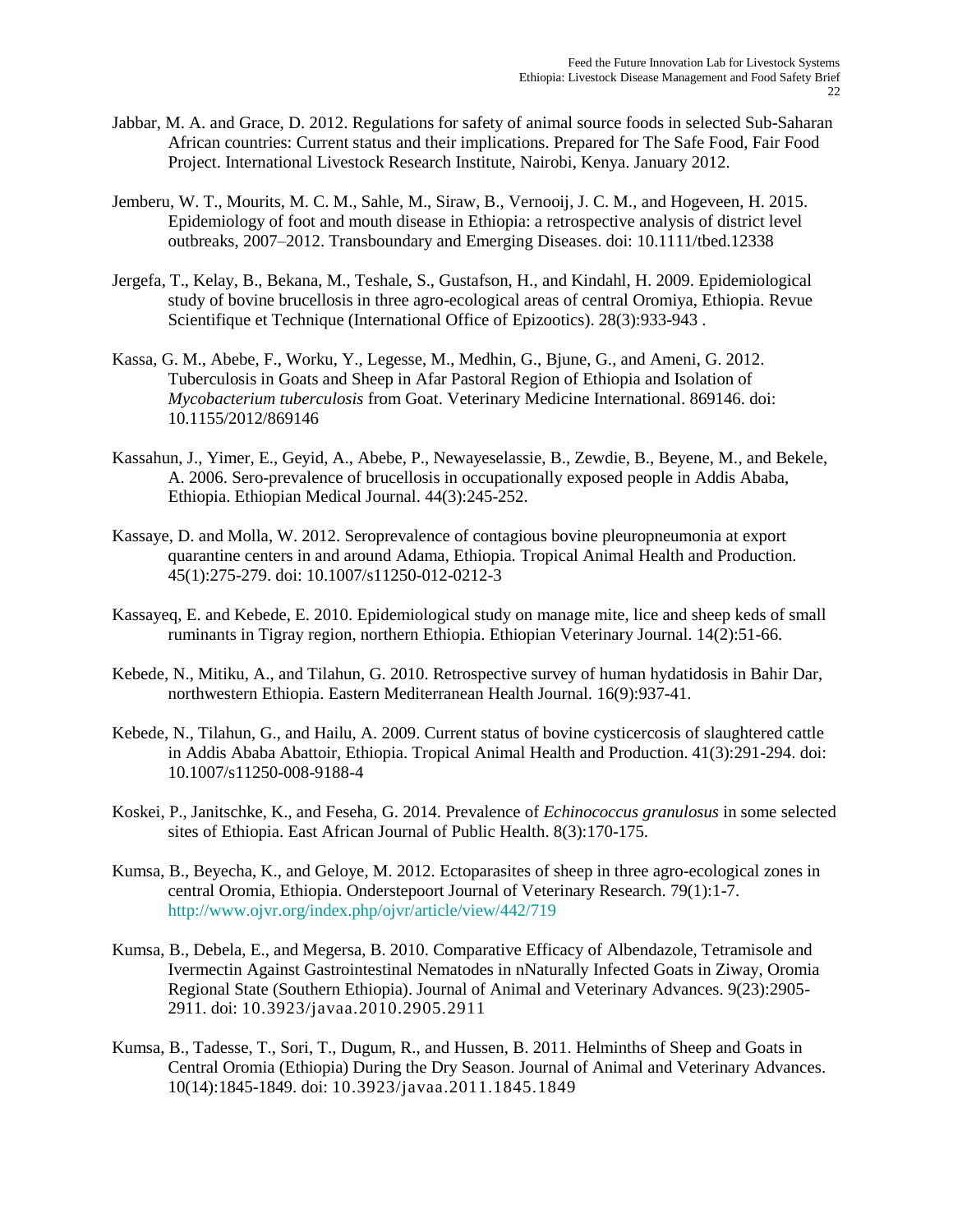Jabbar, M. A. and Grace, D. 2012. Regulations for safety of animal source foods in selected Sub-Saharan African countries: Current status and their implications. Prepared for The Safe Food, Fair Food Project. International Livestock Research Institute, Nairobi, Kenya. January 2012.

Jemberu, W. T., Mourits, M. C. M., Sahle, M., Siraw, B., Vernooij, J. C. M., and Hogeveen, H. 2015. Epidemiology of foot and mouth disease in Ethiopia: a retrospective analysis of district level outbreaks, 2007–2012. Transboundary and Emerging Diseases. doi: 10.1111/tbed.12338

Jergefa, T., Kelay, B., Bekana, M., Teshale, S., Gustafson, H., and Kindahl, H. 2009. Epidemiological study of bovine brucellosis in three agro-ecological areas of central Oromiya, Ethiopia. Revue Scientifique et Technique (International Office of Epizootics). 28(3):933-943 .

Kassa, G. M., Abebe, F., Worku, Y., Legesse, M., Medhin, G., Bjune, G., and Ameni, G. 2012. Tuberculosis in Goats and Sheep in Afar Pastoral Region of Ethiopia and Isolation of *Mycobacterium tuberculosis* from Goat. Veterinary Medicine International. 869146. doi: 10.1155/2012/869146

Kassahun, J., Yimer, E., Geyid, A., Abebe, P., Newayeselassie, B., Zewdie, B., Beyene, M., and Bekele, A. 2006. Sero-prevalence of brucellosis in occupationally exposed people in Addis Ababa, Ethiopia. Ethiopian Medical Journal. 44(3):245-252.

Kassaye, D. and Molla, W. 2012. Seroprevalence of contagious bovine pleuropneumonia at export quarantine centers in and around Adama, Ethiopia. Tropical Animal Health and Production. 45(1):275-279. doi: 10.1007/s11250-012-0212-3

Kassayeq, E. and Kebede, E. 2010. Epidemiological study on manage mite, lice and sheep keds of small ruminants in Tigray region, northern Ethiopia. Ethiopian Veterinary Journal. 14(2):51-66.

Kebede, N., Mitiku, A., and Tilahun, G. 2010. Retrospective survey of human hydatidosis in Bahir Dar, northwestern Ethiopia. Eastern Mediterranean Health Journal. 16(9):937-41.

Kebede, N., Tilahun, G., and Hailu, A. 2009. Current status of bovine cysticercosis of slaughtered cattle in Addis Ababa Abattoir, Ethiopia. Tropical Animal Health and Production. 41(3):291-294. doi: 10.1007/s11250-008-9188-4

Koskei, P., Janitschke, K., and Feseha, G. 2014. Prevalence of *Echinococcus granulosus* in some selected sites of Ethiopia. East African Journal of Public Health. 8(3):170-175.

Kumsa, B., Beyecha, K., and Geloye, M. 2012. Ectoparasites of sheep in three agro-ecological zones in central Oromia, Ethiopia. Onderstepoort Journal of Veterinary Research. 79(1):1-7. http://www.ojvr.org/index.php/ojvr/article/view/442/719

Kumsa, B., Debela, E., and Megersa, B. 2010. Comparative Efficacy of Albendazole, Tetramisole and Ivermectin Against Gastrointestinal Nematodes in nNaturally Infected Goats in Ziway, Oromia Regional State (Southern Ethiopia). Journal of Animal and Veterinary Advances. 9(23):2905-2911. doi: 10.3923/javaa.2010.2905.2911

Kumsa, B., Tadesse, T., Sori, T., Dugum, R., and Hussen, B. 2011. Helminths of Sheep and Goats in Central Oromia (Ethiopia) During the Dry Season. Journal of Animal and Veterinary Advances. 10(14):1845-1849. doi: 10.3923/javaa.2011.1845.1849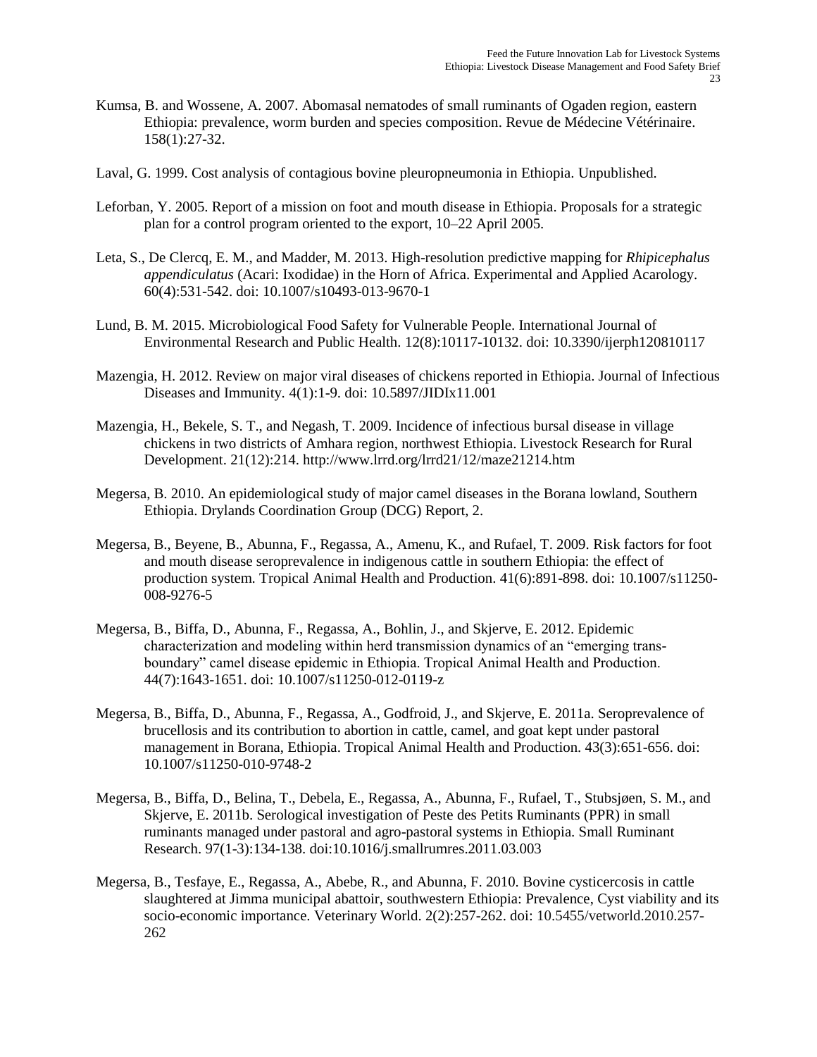Kumsa, B. and Wossene, A. 2007. Abomasal nematodes of small ruminants of Ogaden region, eastern Ethiopia: prevalence, worm burden and species composition. Revue de Médecine Vétérinaire. 158(1):27-32.

Laval, G. 1999. Cost analysis of contagious bovine pleuropneumonia in Ethiopia. Unpublished.

Leforban, Y. 2005. Report of a mission on foot and mouth disease in Ethiopia. Proposals for a strategic plan for a control program oriented to the export, 10–22 April 2005.

Leta, S., De Clercq, E. M., and Madder, M. 2013. High-resolution predictive mapping for *Rhipicephalus appendiculatus* (Acari: Ixodidae) in the Horn of Africa. Experimental and Applied Acarology. 60(4):531-542. doi: 10.1007/s10493-013-9670-1

Lund, B. M. 2015. Microbiological Food Safety for Vulnerable People. International Journal of Environmental Research and Public Health. 12(8):10117-10132. doi: 10.3390/ijerph120810117

Mazengia, H. 2012. Review on major viral diseases of chickens reported in Ethiopia. Journal of Infectious Diseases and Immunity. 4(1):1-9. doi: 10.5897/JIDIx11.001

Mazengia, H., Bekele, S. T., and Negash, T. 2009. Incidence of infectious bursal disease in village chickens in two districts of Amhara region, northwest Ethiopia. Livestock Research for Rural Development. 21(12):214. http://www.lrrd.org/lrrd21/12/maze21214.htm

Megersa, B. 2010. An epidemiological study of major camel diseases in the Borana lowland, Southern Ethiopia. Drylands Coordination Group (DCG) Report, 2.

Megersa, B., Beyene, B., Abunna, F., Regassa, A., Amenu, K., and Rufael, T. 2009. Risk factors for foot and mouth disease seroprevalence in indigenous cattle in southern Ethiopia: the effect of production system. Tropical Animal Health and Production. 41(6):891-898. doi: 10.1007/s11250-008-9276-5

Megersa, B., Biffa, D., Abunna, F., Regassa, A., Bohlin, J., and Skjerve, E. 2012. Epidemic characterization and modeling within herd transmission dynamics of an "emerging trans-boundary" camel disease epidemic in Ethiopia. Tropical Animal Health and Production. 44(7):1643-1651. doi: 10.1007/s11250-012-0119-z

Megersa, B., Biffa, D., Abunna, F., Regassa, A., Godfroid, J., and Skjerve, E. 2011a. Seroprevalence of brucellosis and its contribution to abortion in cattle, camel, and goat kept under pastoral management in Borana, Ethiopia. Tropical Animal Health and Production. 43(3):651-656. doi: 10.1007/s11250-010-9748-2

Megersa, B., Biffa, D., Belina, T., Debela, E., Regassa, A., Abunna, F., Rufael, T., Stubsjøen, S. M., and Skjerve, E. 2011b. Serological investigation of Peste des Petits Ruminants (PPR) in small ruminants managed under pastoral and agro-pastoral systems in Ethiopia. Small Ruminant Research. 97(1-3):134-138. doi:10.1016/j.smallrumres.2011.03.003

Megersa, B., Tesfaye, E., Regassa, A., Abebe, R., and Abunna, F. 2010. Bovine cysticercosis in cattle slaughtered at Jimma municipal abattoir, southwestern Ethiopia: Prevalence, Cyst viability and its socio-economic importance. Veterinary World. 2(2):257-262. doi: 10.5455/vetworld.2010.257-262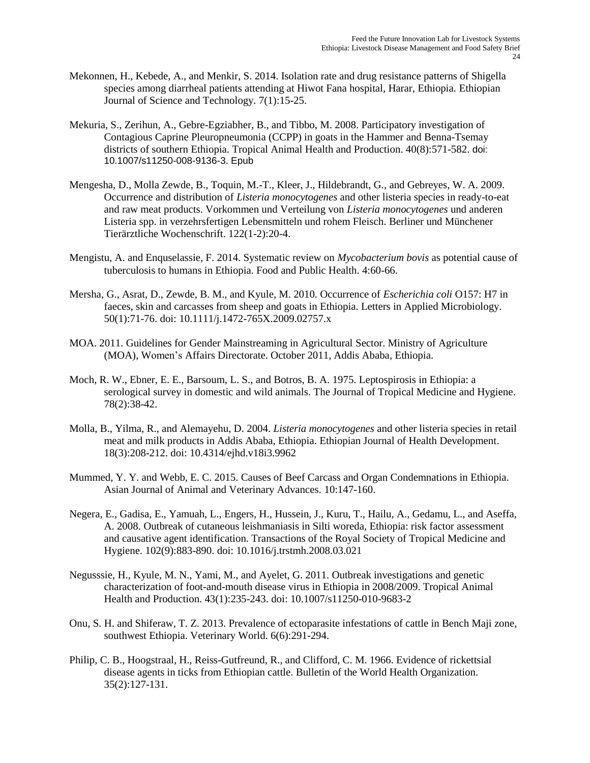Mekonnen, H., Kebede, A., and Menkir, S. 2014. Isolation rate and drug resistance patterns of Shigella species among diarrheal patients attending at Hiwot Fana hospital, Harar, Ethiopia. Ethiopian Journal of Science and Technology. 7(1):15-25.

Mekuria, S., Zerihun, A., Gebre-Egziabher, B., and Tibbo, M. 2008. Participatory investigation of Contagious Caprine Pleuropneumonia (CCPP) in goats in the Hammer and Benna-Tsemay districts of southern Ethiopia. Tropical Animal Health and Production. 40(8):571-582. doi: 10.1007/s11250-008-9136-3. Epub

Mengesha, D., Molla Zewde, B., Toquin, M.-T., Kleer, J., Hildebrandt, G., and Gebreyes, W. A. 2009. Occurrence and distribution of *Listeria monocytogenes* and other listeria species in ready-to-eat and raw meat products. Vorkommen und Verteilung von *Listeria monocytogenes* und anderen Listeria spp. in verzehrsfertigen Lebensmitteln und rohem Fleisch. Berliner und Münchener Tierärztliche Wochenschrift. 122(1-2):20-4.

Mengistu, A. and Enquselassie, F. 2014. Systematic review on *Mycobacterium bovis* as potential cause of tuberculosis to humans in Ethiopia. Food and Public Health. 4:60-66.

Mersha, G., Asrat, D., Zewde, B. M., and Kyule, M. 2010. Occurrence of *Escherichia coli* O157: H7 in faeces, skin and carcasses from sheep and goats in Ethiopia. Letters in Applied Microbiology. 50(1):71-76. doi: 10.1111/j.1472-765X.2009.02757.x

MOA. 2011. Guidelines for Gender Mainstreaming in Agricultural Sector. Ministry of Agriculture (MOA), Women's Affairs Directorate. October 2011, Addis Ababa, Ethiopia.

Moch, R. W., Ebner, E. E., Barsoum, L. S., and Botros, B. A. 1975. Leptospirosis in Ethiopia: a serological survey in domestic and wild animals. The Journal of Tropical Medicine and Hygiene. 78(2):38-42.

Molla, B., Yilma, R., and Alemayehu, D. 2004. *Listeria monocytogenes* and other listeria species in retail meat and milk products in Addis Ababa, Ethiopia. Ethiopian Journal of Health Development. 18(3):208-212. doi: 10.4314/ejhd.v18i3.9962

Mummed, Y. Y. and Webb, E. C. 2015. Causes of Beef Carcass and Organ Condemnations in Ethiopia. Asian Journal of Animal and Veterinary Advances. 10:147-160.

Negera, E., Gadisa, E., Yamuah, L., Engers, H., Hussein, J., Kuru, T., Hailu, A., Gedamu, L., and Aseffa, A. 2008. Outbreak of cutaneous leishmaniasis in Silti woreda, Ethiopia: risk factor assessment and causative agent identification. Transactions of the Royal Society of Tropical Medicine and Hygiene. 102(9):883-890. doi: 10.1016/j.trstmh.2008.03.021

Negusssie, H., Kyule, M. N., Yami, M., and Ayelet, G. 2011. Outbreak investigations and genetic characterization of foot-and-mouth disease virus in Ethiopia in 2008/2009. Tropical Animal Health and Production. 43(1):235-243. doi: 10.1007/s11250-010-9683-2

Onu, S. H. and Shiferaw, T. Z. 2013. Prevalence of ectoparasite infestations of cattle in Bench Maji zone, southwest Ethiopia. Veterinary World. 6(6):291-294.

Philip, C. B., Hoogstraal, H., Reiss-Gutfreund, R., and Clifford, C. M. 1966. Evidence of rickettsial disease agents in ticks from Ethiopian cattle. Bulletin of the World Health Organization. 35(2):127-131.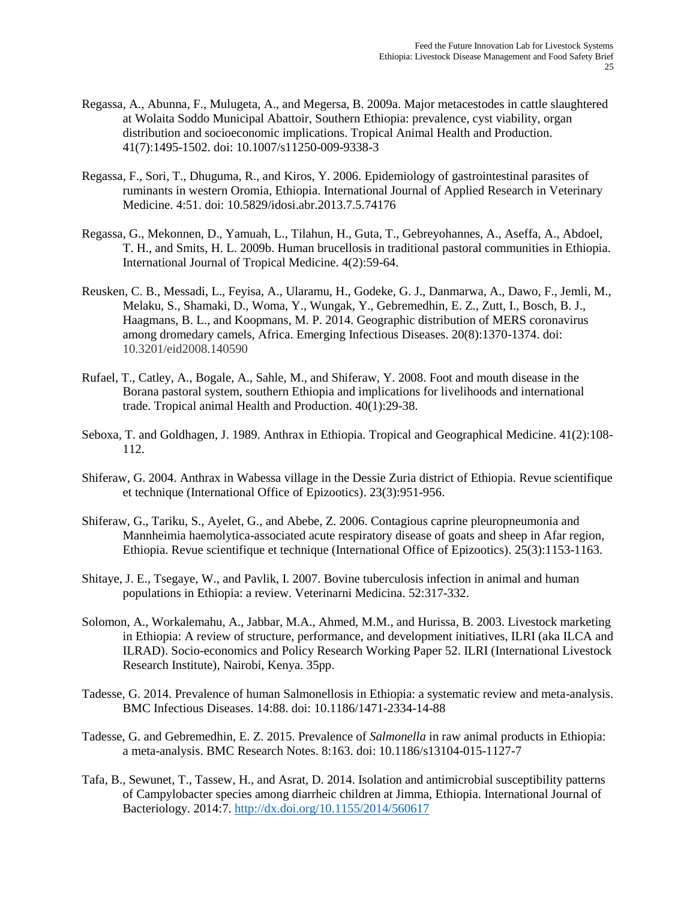Regassa, A., Abunna, F., Mulugeta, A., and Megersa, B. 2009a. Major metacestodes in cattle slaughtered at Wolaita Soddo Municipal Abattoir, Southern Ethiopia: prevalence, cyst viability, organ distribution and socioeconomic implications. Tropical Animal Health and Production. 41(7):1495-1502. doi: 10.1007/s11250-009-9338-3

Regassa, F., Sori, T., Dhuguma, R., and Kiros, Y. 2006. Epidemiology of gastrointestinal parasites of ruminants in western Oromia, Ethiopia. International Journal of Applied Research in Veterinary Medicine. 4:51. doi: 10.5829/idosi.abr.2013.7.5.74176

Regassa, G., Mekonnen, D., Yamuah, L., Tilahun, H., Guta, T., Gebreyohannes, A., Aseffa, A., Abdoel, T. H., and Smits, H. L. 2009b. Human brucellosis in traditional pastoral communities in Ethiopia. International Journal of Tropical Medicine. 4(2):59-64.

Reusken, C. B., Messadi, L., Feyisa, A., Ularamu, H., Godeke, G. J., Danmarwa, A., Dawo, F., Jemli, M., Melaku, S., Shamaki, D., Woma, Y., Wungak, Y., Gebremedhin, E. Z., Zutt, I., Bosch, B. J., Haagmans, B. L., and Koopmans, M. P. 2014. Geographic distribution of MERS coronavirus among dromedary camels, Africa. Emerging Infectious Diseases. 20(8):1370-1374. doi: 10.3201/eid2008.140590

Rufael, T., Catley, A., Bogale, A., Sahle, M., and Shiferaw, Y. 2008. Foot and mouth disease in the Borana pastoral system, southern Ethiopia and implications for livelihoods and international trade. Tropical animal Health and Production. 40(1):29-38.

Seboxa, T. and Goldhagen, J. 1989. Anthrax in Ethiopia. Tropical and Geographical Medicine. 41(2):108-112.

Shiferaw, G. 2004. Anthrax in Wabessa village in the Dessie Zuria district of Ethiopia. Revue scientifique et technique (International Office of Epizootics). 23(3):951-956.

Shiferaw, G., Tariku, S., Ayelet, G., and Abebe, Z. 2006. Contagious caprine pleuropneumonia and Mannheimia haemolytica-associated acute respiratory disease of goats and sheep in Afar region, Ethiopia. Revue scientifique et technique (International Office of Epizootics). 25(3):1153-1163.

Shitaye, J. E., Tsegaye, W., and Pavlik, I. 2007. Bovine tuberculosis infection in animal and human populations in Ethiopia: a review. Veterinarni Medicina. 52:317-332.

Solomon, A., Workalemahu, A., Jabbar, M.A., Ahmed, M.M., and Hurissa, B. 2003. Livestock marketing in Ethiopia: A review of structure, performance, and development initiatives, ILRI (aka ILCA and ILRAD). Socio-economics and Policy Research Working Paper 52. ILRI (International Livestock Research Institute), Nairobi, Kenya. 35pp.

Tadesse, G. 2014. Prevalence of human Salmonellosis in Ethiopia: a systematic review and meta-analysis. BMC Infectious Diseases. 14:88. doi: 10.1186/1471-2334-14-88

Tadesse, G. and Gebremedhin, E. Z. 2015. Prevalence of *Salmonella* in raw animal products in Ethiopia: a meta-analysis. BMC Research Notes. 8:163. doi: 10.1186/s13104-015-1127-7

Tafa, B., Sewunet, T., Tassew, H., and Asrat, D. 2014. Isolation and antimicrobial susceptibility patterns of Campylobacter species among diarrheic children at Jimma, Ethiopia. International Journal of Bacteriology. 2014:7. http://dx.doi.org/10.1155/2014/560617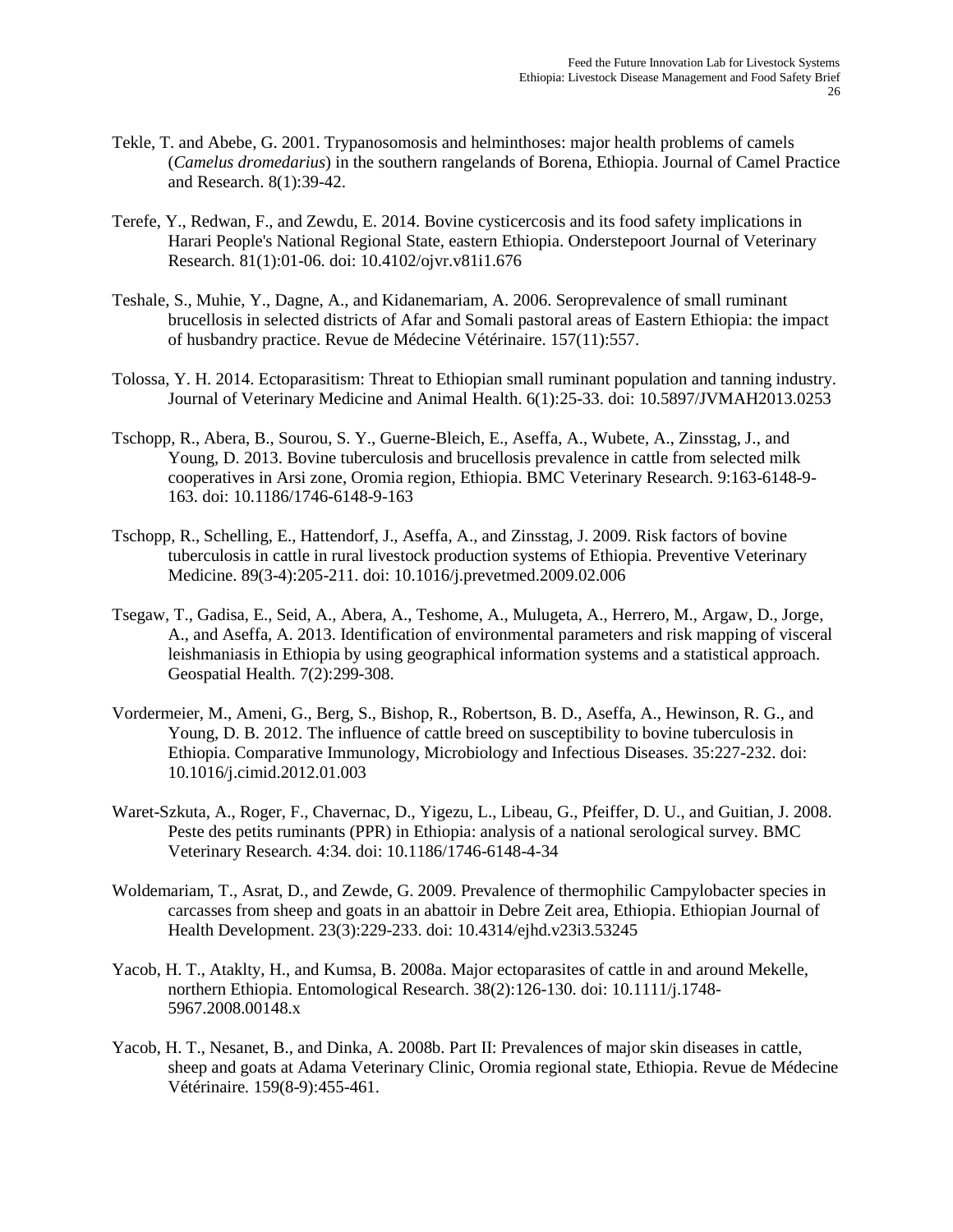Tekle, T. and Abebe, G. 2001. Trypanosomosis and helminthoses: major health problems of camels (*Camelus dromedarius*) in the southern rangelands of Borena, Ethiopia. Journal of Camel Practice and Research. 8(1):39-42.

Terefe, Y., Redwan, F., and Zewdu, E. 2014. Bovine cysticercosis and its food safety implications in Harari People's National Regional State, eastern Ethiopia. Onderstepoort Journal of Veterinary Research. 81(1):01-06. doi: 10.4102/ojvr.v81i1.676

Teshale, S., Muhie, Y., Dagne, A., and Kidanemariam, A. 2006. Seroprevalence of small ruminant brucellosis in selected districts of Afar and Somali pastoral areas of Eastern Ethiopia: the impact of husbandry practice. Revue de Médecine Vétérinaire. 157(11):557.

Tolossa, Y. H. 2014. Ectoparasitism: Threat to Ethiopian small ruminant population and tanning industry. Journal of Veterinary Medicine and Animal Health. 6(1):25-33. doi: 10.5897/JVMAH2013.0253

Tschopp, R., Abera, B., Sourou, S. Y., Guerne-Bleich, E., Aseffa, A., Wubete, A., Zinsstag, J., and Young, D. 2013. Bovine tuberculosis and brucellosis prevalence in cattle from selected milk cooperatives in Arsi zone, Oromia region, Ethiopia. BMC Veterinary Research. 9:163-6148-9-163. doi: 10.1186/1746-6148-9-163

Tschopp, R., Schelling, E., Hattendorf, J., Aseffa, A., and Zinsstag, J. 2009. Risk factors of bovine tuberculosis in cattle in rural livestock production systems of Ethiopia. Preventive Veterinary Medicine. 89(3-4):205-211. doi: 10.1016/j.prevetmed.2009.02.006

Tsegaw, T., Gadisa, E., Seid, A., Abera, A., Teshome, A., Mulugeta, A., Herrero, M., Argaw, D., Jorge, A., and Aseffa, A. 2013. Identification of environmental parameters and risk mapping of visceral leishmaniasis in Ethiopia by using geographical information systems and a statistical approach. Geospatial Health. 7(2):299-308.

Vordermeier, M., Ameni, G., Berg, S., Bishop, R., Robertson, B. D., Aseffa, A., Hewinson, R. G., and Young, D. B. 2012. The influence of cattle breed on susceptibility to bovine tuberculosis in Ethiopia. Comparative Immunology, Microbiology and Infectious Diseases. 35:227-232. doi: 10.1016/j.cimid.2012.01.003

Waret-Szkuta, A., Roger, F., Chavernac, D., Yigezu, L., Libeau, G., Pfeiffer, D. U., and Guitian, J. 2008. Peste des petits ruminants (PPR) in Ethiopia: analysis of a national serological survey. BMC Veterinary Research. 4:34. doi: 10.1186/1746-6148-4-34

Woldemariam, T., Asrat, D., and Zewde, G. 2009. Prevalence of thermophilic Campylobacter species in carcasses from sheep and goats in an abattoir in Debre Zeit area, Ethiopia. Ethiopian Journal of Health Development. 23(3):229-233. doi: 10.4314/ejhd.v23i3.53245

Yacob, H. T., Ataklty, H., and Kumsa, B. 2008a. Major ectoparasites of cattle in and around Mekelle, northern Ethiopia. Entomological Research. 38(2):126-130. doi: 10.1111/j.1748-5967.2008.00148.x

Yacob, H. T., Nesanet, B., and Dinka, A. 2008b. Part II: Prevalences of major skin diseases in cattle, sheep and goats at Adama Veterinary Clinic, Oromia regional state, Ethiopia. Revue de Médecine Vétérinaire. 159(8-9):455-461.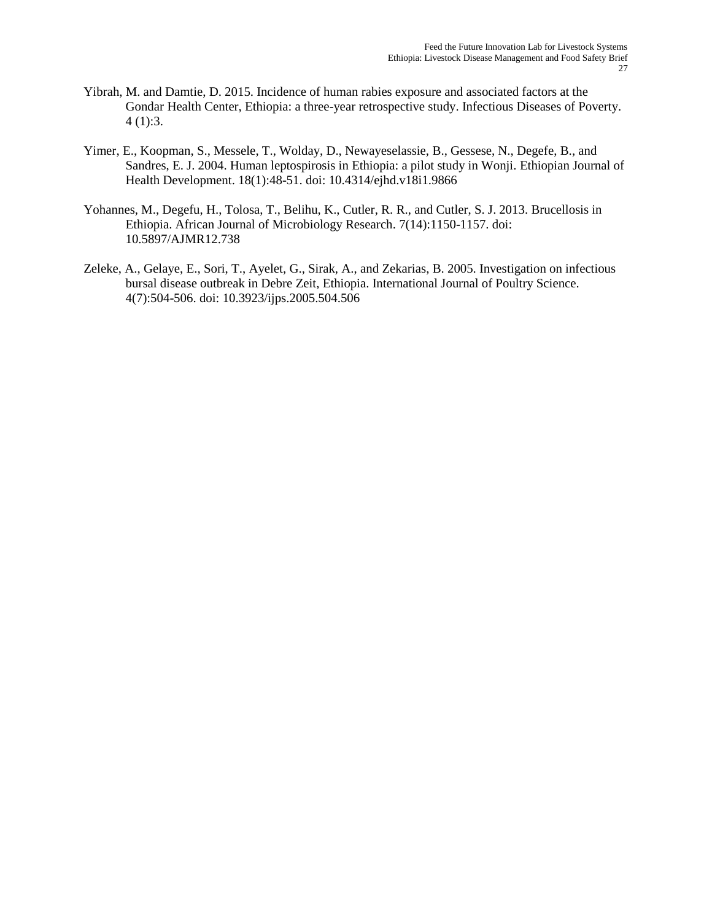Yibrah, M. and Damtie, D. 2015. Incidence of human rabies exposure and associated factors at the Gondar Health Center, Ethiopia: a three-year retrospective study. Infectious Diseases of Poverty. 4 (1):3.

Yimer, E., Koopman, S., Messele, T., Wolday, D., Newayeselassie, B., Gessese, N., Degefe, B., and Sandres, E. J. 2004. Human leptospirosis in Ethiopia: a pilot study in Wonji. Ethiopian Journal of Health Development. 18(1):48-51. doi: 10.4314/ejhd.v18i1.9866

Yohannes, M., Degefu, H., Tolosa, T., Belihu, K., Cutler, R. R., and Cutler, S. J. 2013. Brucellosis in Ethiopia. African Journal of Microbiology Research. 7(14):1150-1157. doi: 10.5897/AJMR12.738

Zeleke, A., Gelaye, E., Sori, T., Ayelet, G., Sirak, A., and Zekarias, B. 2005. Investigation on infectious bursal disease outbreak in Debre Zeit, Ethiopia. International Journal of Poultry Science. 4(7):504-506. doi: 10.3923/ijps.2005.504.506